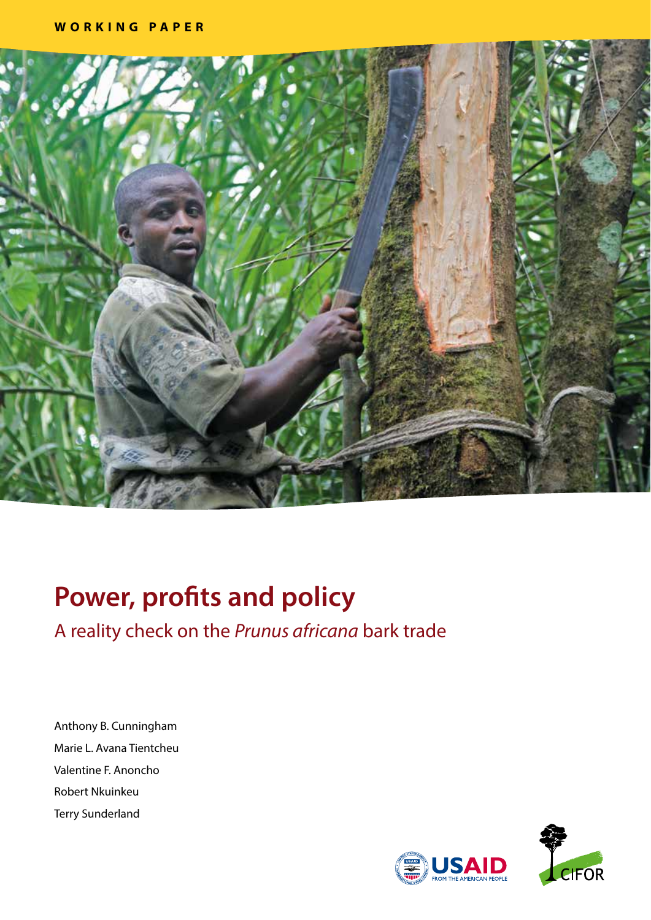WORKING PAPER

# Power, profits and policy

## A reality check on the *Prunus africana* bark trade

Anthony B. Cunningham

Marie L. Avana Tientcheu

Valentine F. Anoncho

Robert Nkuinkeu

Terry Sunderland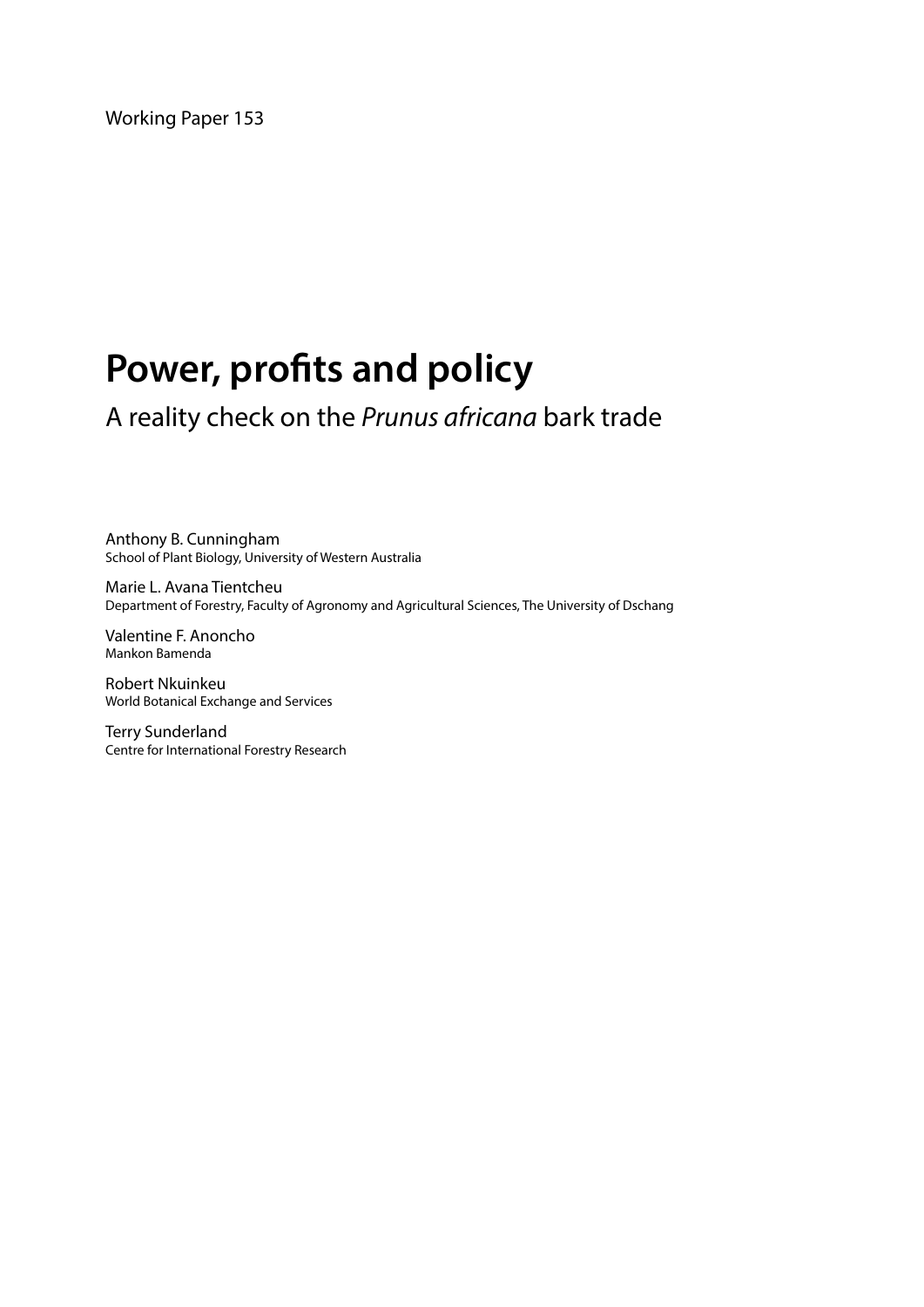Working Paper 153

# Power, profits and policy

## A reality check on the *Prunus africana* bark trade

Anthony B. Cunningham
School of Plant Biology, University of Western Australia

Marie L. Avana Tientcheu
Department of Forestry, Faculty of Agronomy and Agricultural Sciences, The University of Dschang

Valentine F. Anoncho
Mankon Bamenda

Robert Nkuinkeu
World Botanical Exchange and Services

Terry Sunderland
Centre for International Forestry Research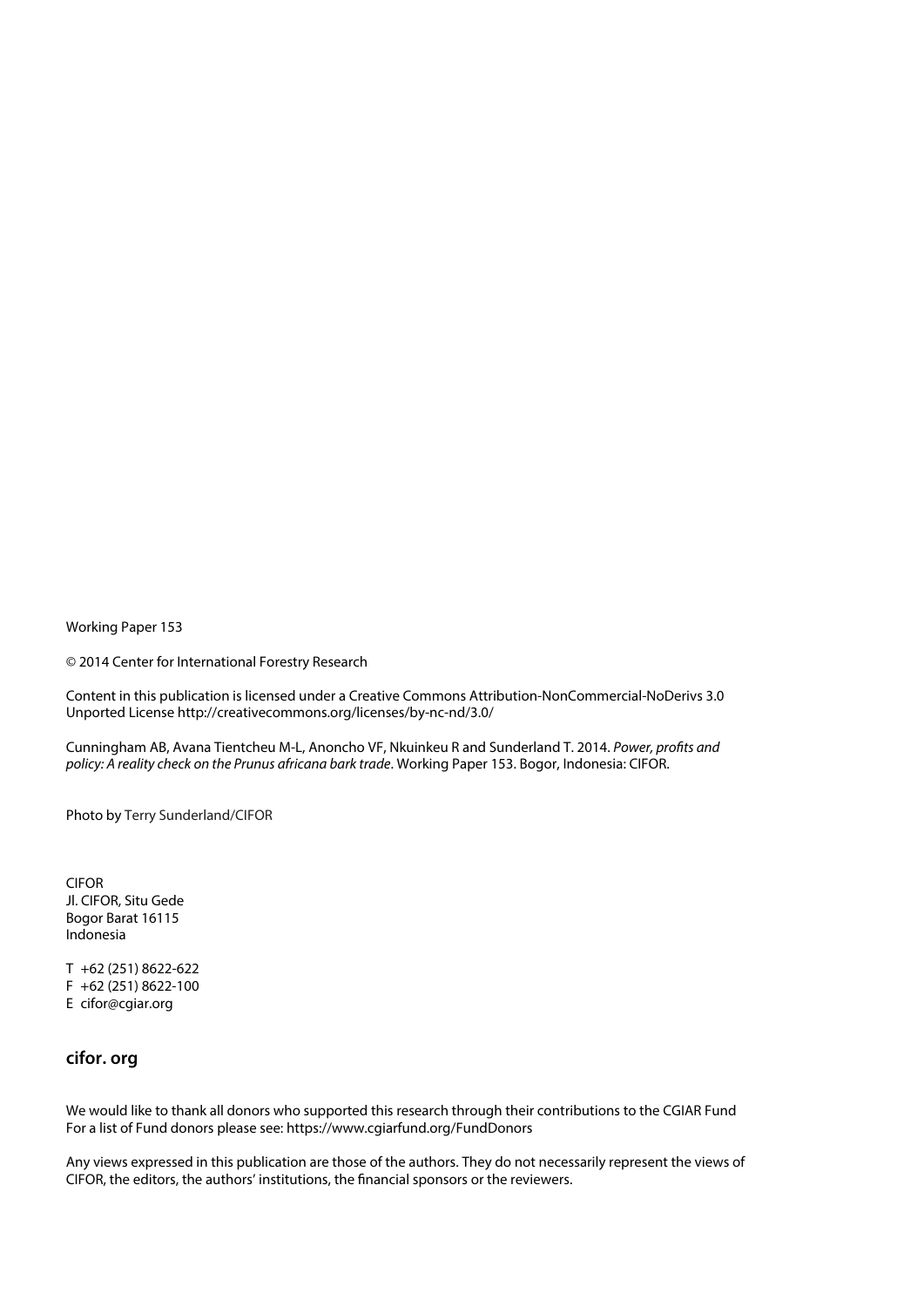Working Paper 153

© 2014 Center for International Forestry Research

Content in this publication is licensed under a Creative Commons Attribution-NonCommercial-NoDerivs 3.0 Unported License http://creativecommons.org/licenses/by-nc-nd/3.0/

Cunningham AB, Avana Tientcheu M-L, Anoncho VF, Nkuinkeu R and Sunderland T. 2014. *Power, profits and policy: A reality check on the Prunus africana bark trade*. Working Paper 153. Bogor, Indonesia: CIFOR.

Photo by Terry Sunderland/CIFOR

CIFOR  
Jl. CIFOR, Situ Gede  
Bogor Barat 16115  
Indonesia

T +62 (251) 8622-622  
F +62 (251) 8622-100  
E cifor@cgiar.org

**cifor. org**

We would like to thank all donors who supported this research through their contributions to the CGIAR Fund  
For a list of Fund donors please see: https://www.cgiarfund.org/FundDonors

Any views expressed in this publication are those of the authors. They do not necessarily represent the views of CIFOR, the editors, the authors' institutions, the financial sponsors or the reviewers.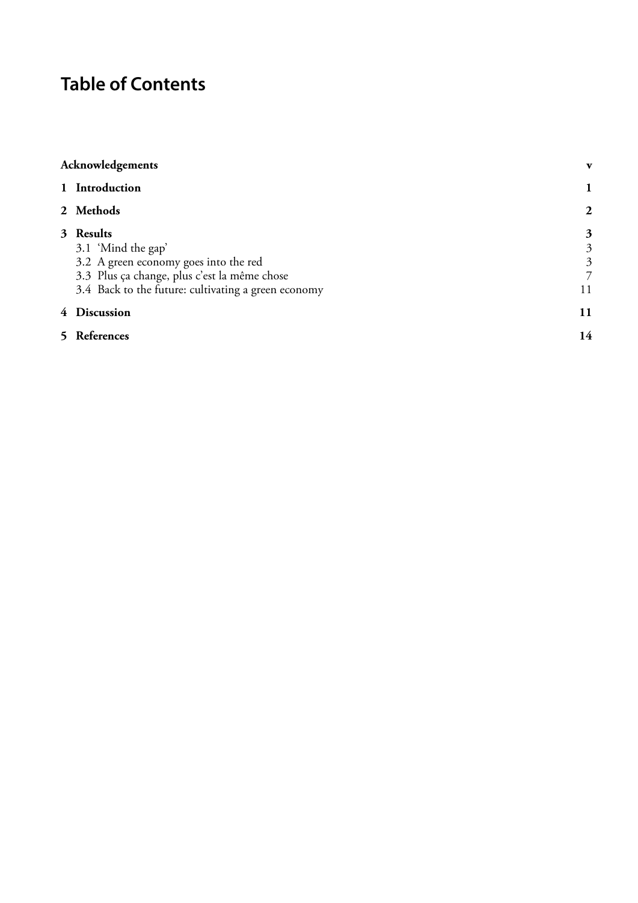# Table of Contents

| | |
|---|---|
| **Acknowledgements** | **v** |
| **1 Introduction** | **1** |
| **2 Methods** | **2** |
| **3 Results** | **3** |
| 3.1 'Mind the gap' | 3 |
| 3.2 A green economy goes into the red | 3 |
| 3.3 Plus ça change, plus c'est la même chose | 7 |
| 3.4 Back to the future: cultivating a green economy | 11 |
| **4 Discussion** | **11** |
| **5 References** | **14** |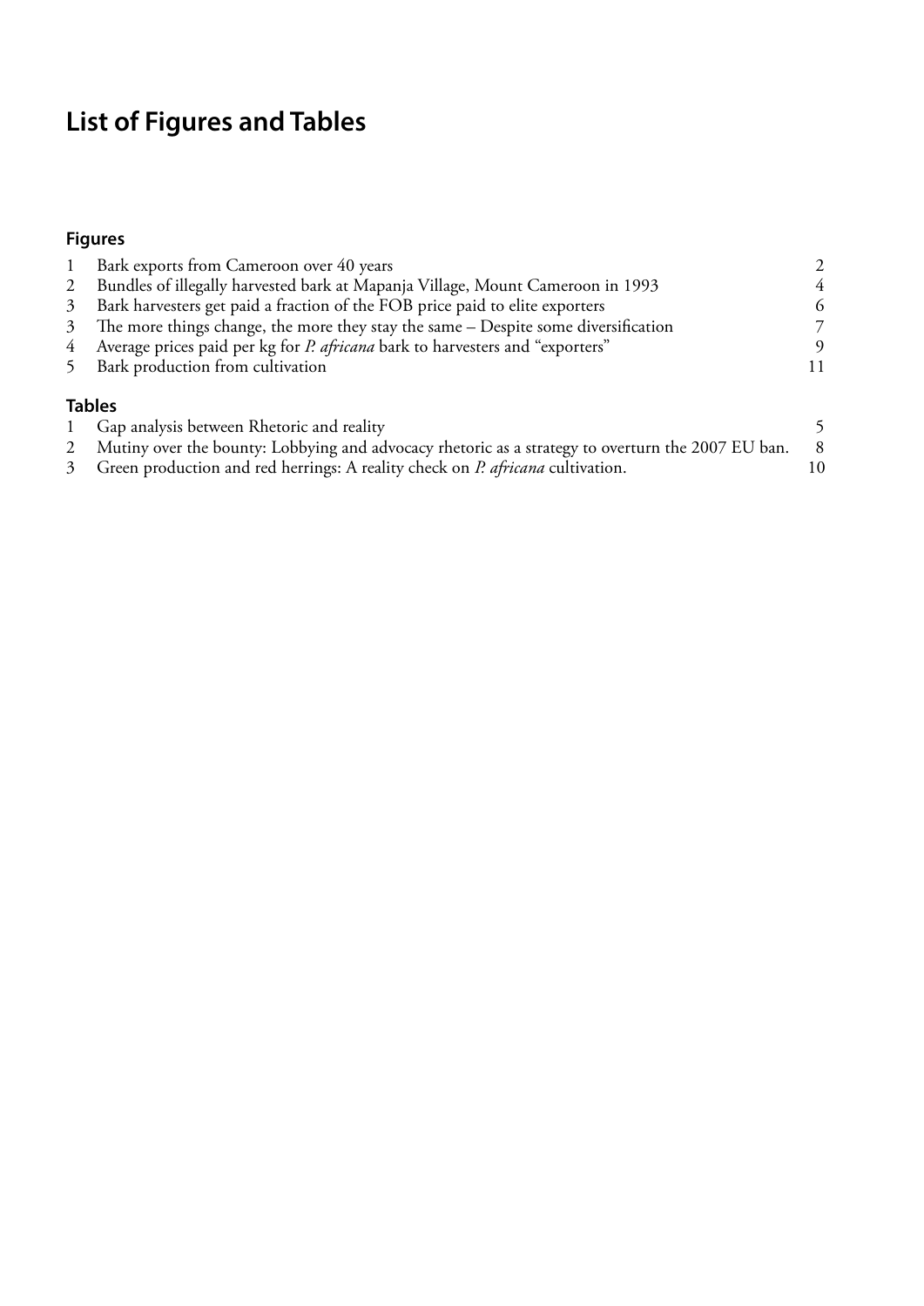# List of Figures and Tables

## Figures

| | | |
|---|---|---|
| 1 | Bark exports from Cameroon over 40 years | 2 |
| 2 | Bundles of illegally harvested bark at Mapanja Village, Mount Cameroon in 1993 | 4 |
| 3 | Bark harvesters get paid a fraction of the FOB price paid to elite exporters | 6 |
| 3 | The more things change, the more they stay the same – Despite some diversification | 7 |
| 4 | Average prices paid per kg for *P. africana* bark to harvesters and "exporters" | 9 |
| 5 | Bark production from cultivation | 11 |

## Tables

| | | |
|---|---|---|
| 1 | Gap analysis between Rhetoric and reality | 5 |
| 2 | Mutiny over the bounty: Lobbying and advocacy rhetoric as a strategy to overturn the 2007 EU ban. | 8 |
| 3 | Green production and red herrings: A reality check on *P. africana* cultivation. | 10 |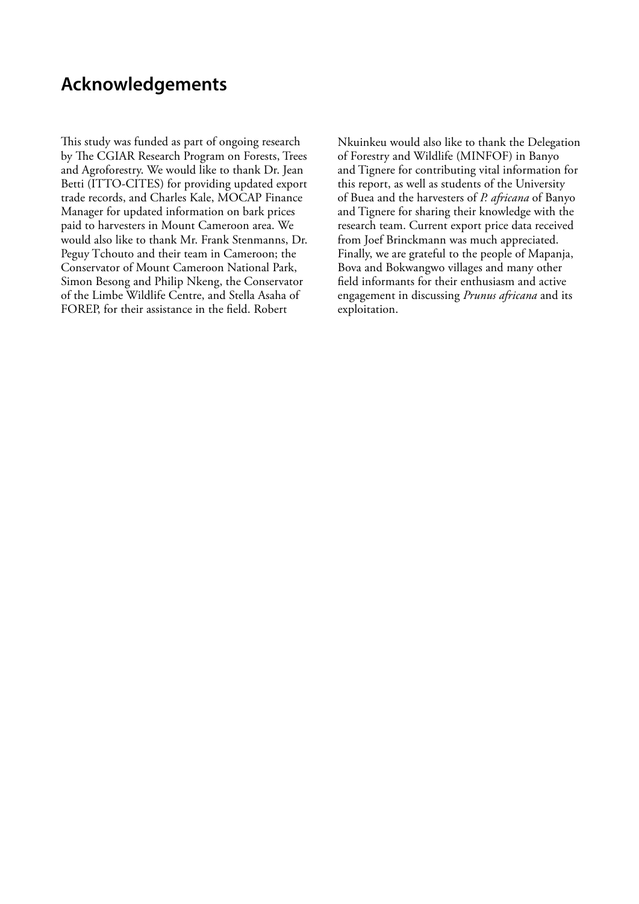## Acknowledgements

This study was funded as part of ongoing research by The CGIAR Research Program on Forests, Trees and Agroforestry. We would like to thank Dr. Jean Betti (ITTO-CITES) for providing updated export trade records, and Charles Kale, MOCAP Finance Manager for updated information on bark prices paid to harvesters in Mount Cameroon area. We would also like to thank Mr. Frank Stenmanns, Dr. Peguy Tchouto and their team in Cameroon; the Conservator of Mount Cameroon National Park, Simon Besong and Philip Nkeng, the Conservator of the Limbe Wildlife Centre, and Stella Asaha of FOREP, for their assistance in the field. Robert Nkuinkeu would also like to thank the Delegation of Forestry and Wildlife (MINFOF) in Banyo and Tignere for contributing vital information for this report, as well as students of the University of Buea and the harvesters of *P. africana* of Banyo and Tignere for sharing their knowledge with the research team. Current export price data received from Joef Brinckmann was much appreciated. Finally, we are grateful to the people of Mapanja, Bova and Bokwangwo villages and many other field informants for their enthusiasm and active engagement in discussing *Prunus africana* and its exploitation.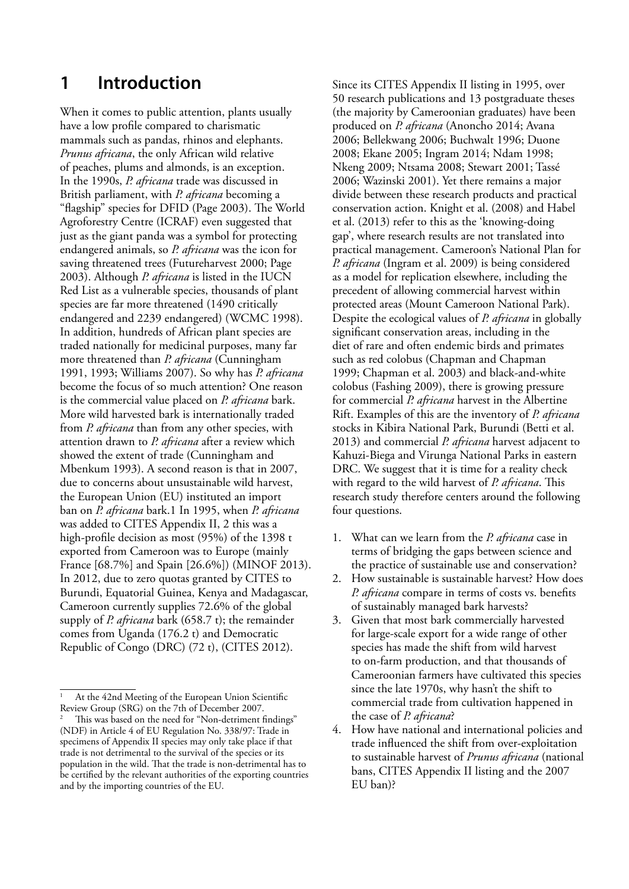# 1 Introduction

When it comes to public attention, plants usually have a low profile compared to charismatic mammals such as pandas, rhinos and elephants. *Prunus africana*, the only African wild relative of peaches, plums and almonds, is an exception. In the 1990s, *P. africana* trade was discussed in British parliament, with *P. africana* becoming a "flagship" species for DFID (Page 2003). The World Agroforestry Centre (ICRAF) even suggested that just as the giant panda was a symbol for protecting endangered animals, so *P. africana* was the icon for saving threatened trees (Futureharvest 2000; Page 2003). Although *P. africana* is listed in the IUCN Red List as a vulnerable species, thousands of plant species are far more threatened (1490 critically endangered and 2239 endangered) (WCMC 1998). In addition, hundreds of African plant species are traded nationally for medicinal purposes, many far more threatened than *P. africana* (Cunningham 1991, 1993; Williams 2007). So why has *P. africana* become the focus of so much attention? One reason is the commercial value placed on *P. africana* bark. More wild harvested bark is internationally traded from *P. africana* than from any other species, with attention drawn to *P. africana* after a review which showed the extent of trade (Cunningham and Mbenkum 1993). A second reason is that in 2007, due to concerns about unsustainable wild harvest, the European Union (EU) instituted an import ban on *P. africana* bark.1 In 1995, when *P. africana* was added to CITES Appendix II, 2 this was a high-profile decision as most (95%) of the 1398 t exported from Cameroon was to Europe (mainly France [68.7%] and Spain [26.6%]) (MINOF 2013). In 2012, due to zero quotas granted by CITES to Burundi, Equatorial Guinea, Kenya and Madagascar, Cameroon currently supplies 72.6% of the global supply of *P. africana* bark (658.7 t); the remainder comes from Uganda (176.2 t) and Democratic Republic of Congo (DRC) (72 t), (CITES 2012).

Since its CITES Appendix II listing in 1995, over 50 research publications and 13 postgraduate theses (the majority by Cameroonian graduates) have been produced on *P. africana* (Anoncho 2014; Avana 2006; Bellekwang 2006; Buchwalt 1996; Duone 2008; Ekane 2005; Ingram 2014; Ndam 1998; Nkeng 2009; Ntsama 2008; Stewart 2001; Tassé 2006; Wazinski 2001). Yet there remains a major divide between these research products and practical conservation action. Knight et al. (2008) and Habel et al. (2013) refer to this as the 'knowing-doing gap', where research results are not translated into practical management. Cameroon's National Plan for *P. africana* (Ingram et al. 2009) is being considered as a model for replication elsewhere, including the precedent of allowing commercial harvest within protected areas (Mount Cameroon National Park). Despite the ecological values of *P. africana* in globally significant conservation areas, including in the diet of rare and often endemic birds and primates such as red colobus (Chapman and Chapman 1999; Chapman et al. 2003) and black-and-white colobus (Fashing 2009), there is growing pressure for commercial *P. africana* harvest in the Albertine Rift. Examples of this are the inventory of *P. africana* stocks in Kibira National Park, Burundi (Betti et al. 2013) and commercial *P. africana* harvest adjacent to Kahuzi-Biega and Virunga National Parks in eastern DRC. We suggest that it is time for a reality check with regard to the wild harvest of *P. africana*. This research study therefore centers around the following four questions.

1. What can we learn from the *P. africana* case in terms of bridging the gaps between science and the practice of sustainable use and conservation?
2. How sustainable is sustainable harvest? How does *P. africana* compare in terms of costs vs. benefits of sustainably managed bark harvests?
3. Given that most bark commercially harvested for large-scale export for a wide range of other species has made the shift from wild harvest to on-farm production, and that thousands of Cameroonian farmers have cultivated this species since the late 1970s, why hasn't the shift to commercial trade from cultivation happened in the case of *P. africana*?
4. How have national and international policies and trade influenced the shift from over-exploitation to sustainable harvest of *Prunus africana* (national bans, CITES Appendix II listing and the 2007 EU ban)?

---

[1] At the 42nd Meeting of the European Union Scientific Review Group (SRG) on the 7th of December 2007.

[2] This was based on the need for "Non-detriment findings" (NDF) in Article 4 of EU Regulation No. 338/97: Trade in specimens of Appendix II species may only take place if that trade is not detrimental to the survival of the species or its population in the wild. That the trade is non-detrimental has to be certified by the relevant authorities of the exporting countries and by the importing countries of the EU.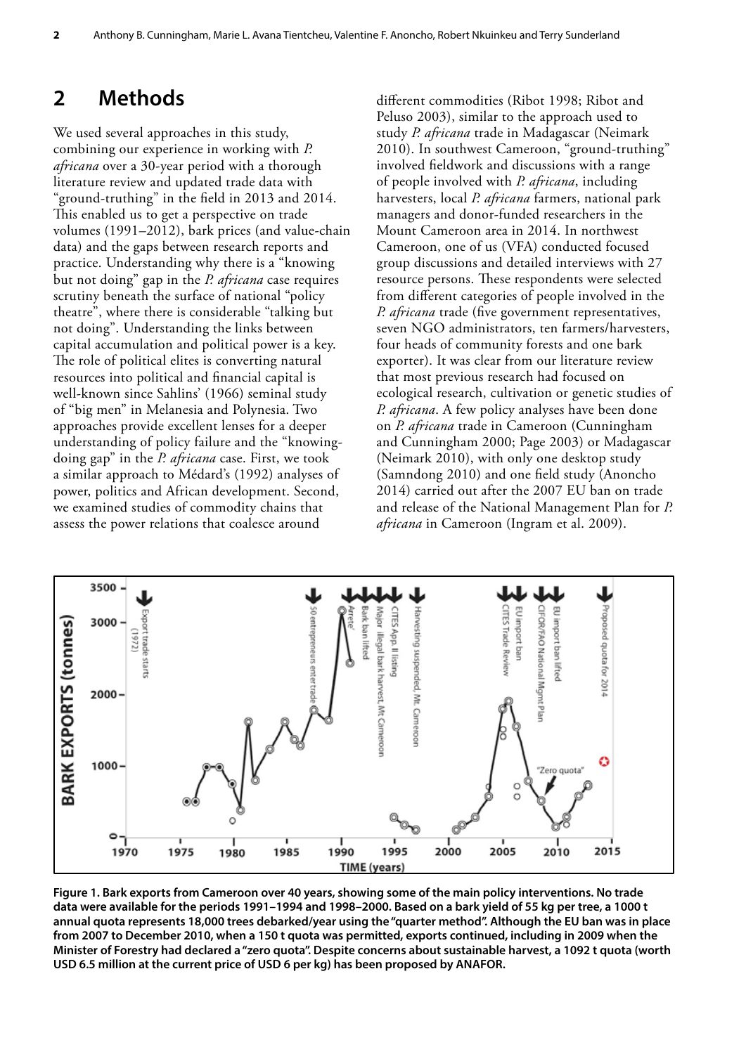## 2 Methods

We used several approaches in this study, combining our experience in working with *P. africana* over a 30-year period with a thorough literature review and updated trade data with "ground-truthing" in the field in 2013 and 2014. This enabled us to get a perspective on trade volumes (1991–2012), bark prices (and value-chain data) and the gaps between research reports and practice. Understanding why there is a "knowing but not doing" gap in the *P. africana* case requires scrutiny beneath the surface of national "policy theatre", where there is considerable "talking but not doing". Understanding the links between capital accumulation and political power is a key. The role of political elites is converting natural resources into political and financial capital is well-known since Sahlins' (1966) seminal study of "big men" in Melanesia and Polynesia. Two approaches provide excellent lenses for a deeper understanding of policy failure and the "knowing-doing gap" in the *P. africana* case. First, we took a similar approach to Médard's (1992) analyses of power, politics and African development. Second, we examined studies of commodity chains that assess the power relations that coalesce around different commodities (Ribot 1998; Ribot and Peluso 2003), similar to the approach used to study *P. africana* trade in Madagascar (Neimark 2010). In southwest Cameroon, "ground-truthing" involved fieldwork and discussions with a range of people involved with *P. africana*, including harvesters, local *P. africana* farmers, national park managers and donor-funded researchers in the Mount Cameroon area in 2014. In northwest Cameroon, one of us (VFA) conducted focused group discussions and detailed interviews with 27 resource persons. These respondents were selected from different categories of people involved in the *P. africana* trade (five government representatives, seven NGO administrators, ten farmers/harvesters, four heads of community forests and one bark exporter). It was clear from our literature review that most previous research had focused on ecological research, cultivation or genetic studies of *P. africana*. A few policy analyses have been done on *P. africana* trade in Cameroon (Cunningham and Cunningham 2000; Page 2003) or Madagascar (Neimark 2010), with only one desktop study (Samndong 2010) and one field study (Anoncho 2014) carried out after the 2007 EU ban on trade and release of the National Management Plan for *P. africana* in Cameroon (Ingram et al. 2009).

**Figure 1. Bark exports from Cameroon over 40 years, showing some of the main policy interventions. No trade data were available for the periods 1991–1994 and 1998–2000. Based on a bark yield of 55 kg per tree, a 1000 t annual quota represents 18,000 trees debarked/year using the "quarter method". Although the EU ban was in place from 2007 to December 2010, when a 150 t quota was permitted, exports continued, including in 2009 when the Minister of Forestry had declared a "zero quota". Despite concerns about sustainable harvest, a 1092 t quota (worth USD 6.5 million at the current price of USD 6 per kg) has been proposed by ANAFOR.**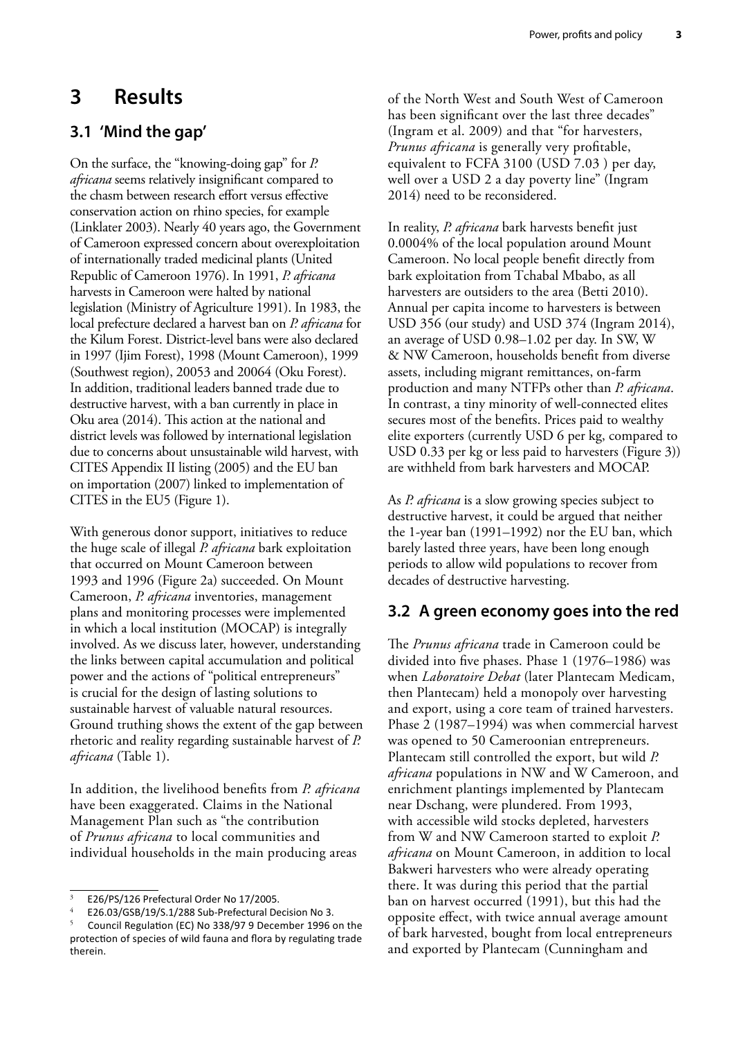# 3 Results

## 3.1 'Mind the gap'

On the surface, the "knowing-doing gap" for *P. africana* seems relatively insignificant compared to the chasm between research effort versus effective conservation action on rhino species, for example (Linklater 2003). Nearly 40 years ago, the Government of Cameroon expressed concern about overexploitation of internationally traded medicinal plants (United Republic of Cameroon 1976). In 1991, *P. africana* harvests in Cameroon were halted by national legislation (Ministry of Agriculture 1991). In 1983, the local prefecture declared a harvest ban on *P. africana* for the Kilum Forest. District-level bans were also declared in 1997 (Ijim Forest), 1998 (Mount Cameroon), 1999 (Southwest region), 2005[3] and 2006[4] (Oku Forest). In addition, traditional leaders banned trade due to destructive harvest, with a ban currently in place in Oku area (2014). This action at the national and district levels was followed by international legislation due to concerns about unsustainable wild harvest, with CITES Appendix II listing (2005) and the EU ban on importation (2007) linked to implementation of CITES in the EU[5] (Figure 1).

With generous donor support, initiatives to reduce the huge scale of illegal *P. africana* bark exploitation that occurred on Mount Cameroon between 1993 and 1996 (Figure 2a) succeeded. On Mount Cameroon, *P. africana* inventories, management plans and monitoring processes were implemented in which a local institution (MOCAP) is integrally involved. As we discuss later, however, understanding the links between capital accumulation and political power and the actions of "political entrepreneurs" is crucial for the design of lasting solutions to sustainable harvest of valuable natural resources. Ground truthing shows the extent of the gap between rhetoric and reality regarding sustainable harvest of *P. africana* (Table 1).

In addition, the livelihood benefits from *P. africana* have been exaggerated. Claims in the National Management Plan such as "the contribution of *Prunus africana* to local communities and individual households in the main producing areas of the North West and South West of Cameroon has been significant over the last three decades" (Ingram et al. 2009) and that "for harvesters, *Prunus africana* is generally very profitable, equivalent to FCFA 3100 (USD 7.03 ) per day, well over a USD 2 a day poverty line" (Ingram 2014) need to be reconsidered.

In reality, *P. africana* bark harvests benefit just 0.0004% of the local population around Mount Cameroon. No local people benefit directly from bark exploitation from Tchabal Mbabo, as all harvesters are outsiders to the area (Betti 2010). Annual per capita income to harvesters is between USD 356 (our study) and USD 374 (Ingram 2014), an average of USD 0.98–1.02 per day. In SW, W & NW Cameroon, households benefit from diverse assets, including migrant remittances, on-farm production and many NTFPs other than *P. africana*. In contrast, a tiny minority of well-connected elites secures most of the benefits. Prices paid to wealthy elite exporters (currently USD 6 per kg, compared to USD 0.33 per kg or less paid to harvesters (Figure 3)) are withheld from bark harvesters and MOCAP.

As *P. africana* is a slow growing species subject to destructive harvest, it could be argued that neither the 1-year ban (1991–1992) nor the EU ban, which barely lasted three years, have been long enough periods to allow wild populations to recover from decades of destructive harvesting.

## 3.2 A green economy goes into the red

The *Prunus africana* trade in Cameroon could be divided into five phases. Phase 1 (1976–1986) was when *Laboratoire Debat* (later Plantecam Medicam, then Plantecam) held a monopoly over harvesting and export, using a core team of trained harvesters. Phase 2 (1987–1994) was when commercial harvest was opened to 50 Cameroonian entrepreneurs. Plantecam still controlled the export, but wild *P. africana* populations in NW and W Cameroon, and enrichment plantings implemented by Plantecam near Dschang, were plundered. From 1993, with accessible wild stocks depleted, harvesters from W and NW Cameroon started to exploit *P. africana* on Mount Cameroon, in addition to local Bakweri harvesters who were already operating there. It was during this period that the partial ban on harvest occurred (1991), but this had the opposite effect, with twice annual average amount of bark harvested, bought from local entrepreneurs and exported by Plantecam (Cunningham and

---

[3] E26/PS/126 Prefectural Order No 17/2005.

[4] E26.03/GSB/19/S.1/288 Sub-Prefectural Decision No 3.

[5] Council Regulation (EC) No 338/97 9 December 1996 on the protection of species of wild fauna and flora by regulating trade therein.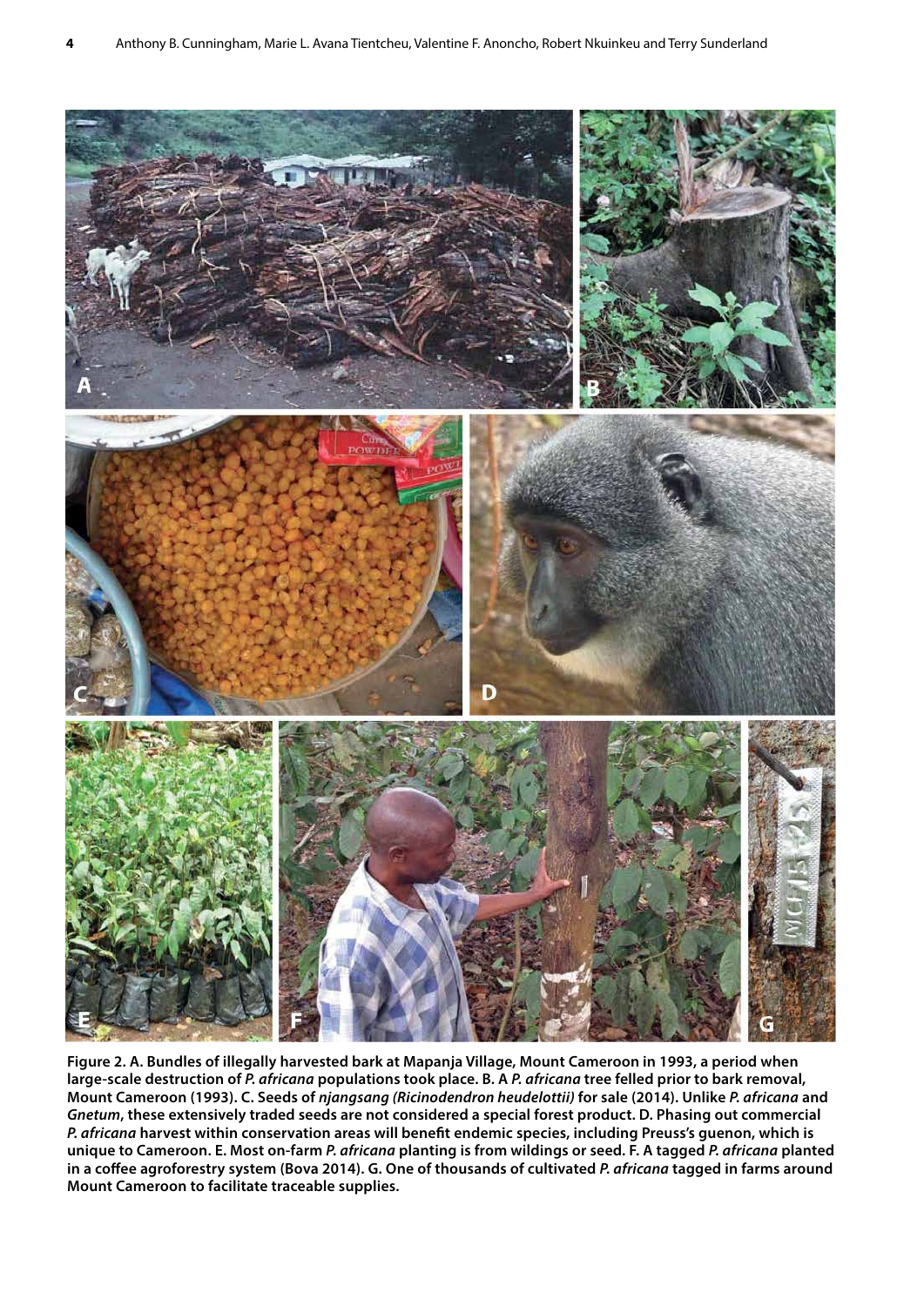**Figure 2. A. Bundles of illegally harvested bark at Mapanja Village, Mount Cameroon in 1993, a period when large-scale destruction of *P. africana* populations took place. B. A *P. africana* tree felled prior to bark removal, Mount Cameroon (1993). C. Seeds of *njangsang (Ricinodendron heudelottii)* for sale (2014). Unlike *P. africana* and *Gnetum*, these extensively traded seeds are not considered a special forest product. D. Phasing out commercial *P. africana* harvest within conservation areas will benefit endemic species, including Preuss's guenon, which is unique to Cameroon. E. Most on-farm *P. africana* planting is from wildings or seed. F. A tagged *P. africana* planted in a coffee agroforestry system (Bova 2014). G. One of thousands of cultivated *P. africana* tagged in farms around Mount Cameroon to facilitate traceable supplies.**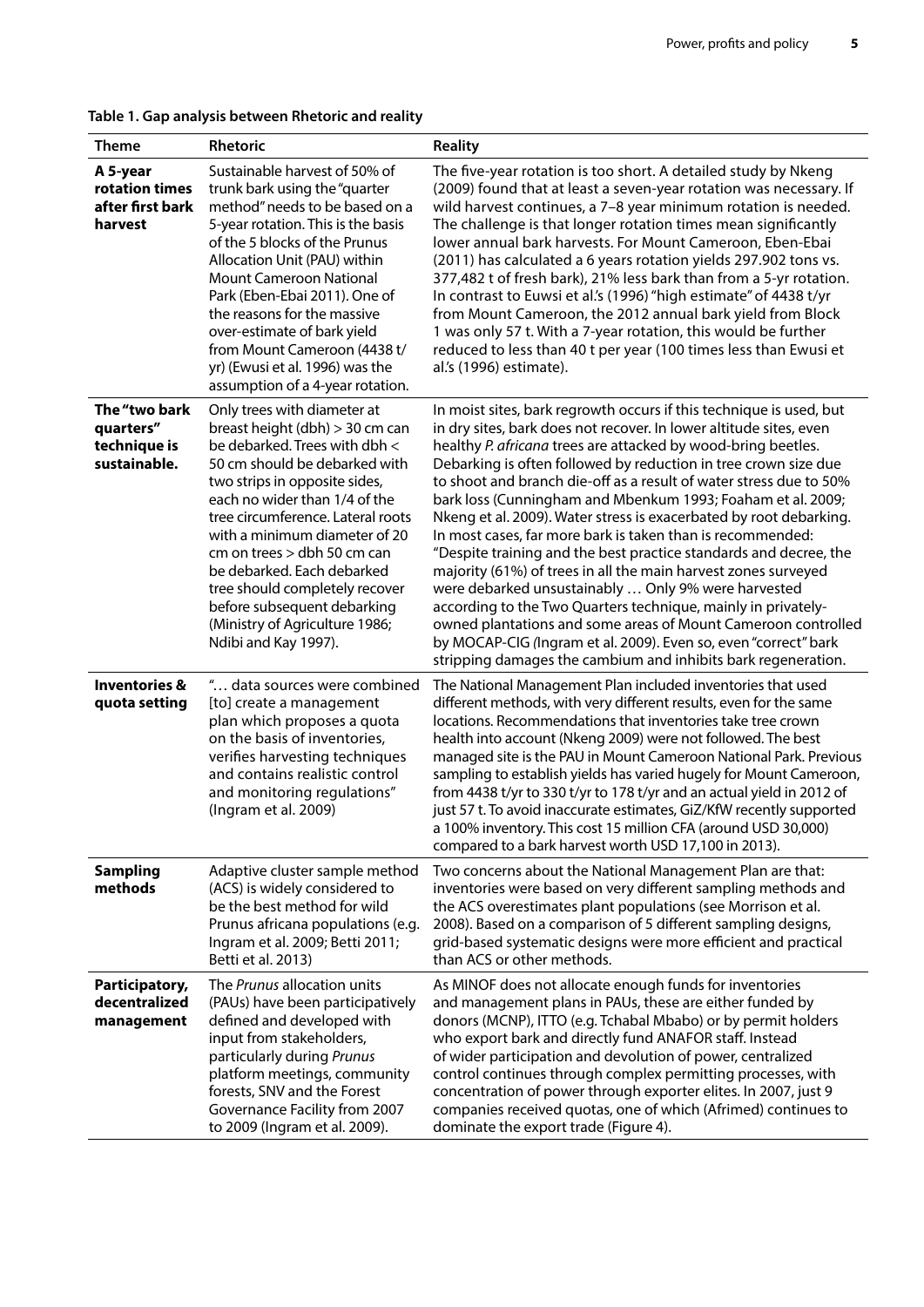**Table 1. Gap analysis between Rhetoric and reality**

| Theme | Rhetoric | Reality |
|---|---|---|
| **A 5-year rotation times after first bark harvest** | Sustainable harvest of 50% of trunk bark using the "quarter method" needs to be based on a 5-year rotation. This is the basis of the 5 blocks of the Prunus Allocation Unit (PAU) within Mount Cameroon National Park (Eben-Ebai 2011). One of the reasons for the massive over-estimate of bark yield from Mount Cameroon (4438 t/yr) (Ewusi et al. 1996) was the assumption of a 4-year rotation. | The five-year rotation is too short. A detailed study by Nkeng (2009) found that at least a seven-year rotation was necessary. If wild harvest continues, a 7–8 year minimum rotation is needed. The challenge is that longer rotation times mean significantly lower annual bark harvests. For Mount Cameroon, Eben-Ebai (2011) has calculated a 6 years rotation yields 297.902 tons vs. 377,482 t of fresh bark), 21% less bark than from a 5-yr rotation. In contrast to Euwsi et al.'s (1996) "high estimate" of 4438 t/yr from Mount Cameroon, the 2012 annual bark yield from Block 1 was only 57 t. With a 7-year rotation, this would be further reduced to less than 40 t per year (100 times less than Ewusi et al.'s (1996) estimate). |
| **The "two bark quarters" technique is sustainable.** | Only trees with diameter at breast height (dbh) > 30 cm can be debarked. Trees with dbh < 50 cm should be debarked with two strips in opposite sides, each no wider than 1/4 of the tree circumference. Lateral roots with a minimum diameter of 20 cm on trees > dbh 50 cm can be debarked. Each debarked tree should completely recover before subsequent debarking (Ministry of Agriculture 1986; Ndibi and Kay 1997). | In moist sites, bark regrowth occurs if this technique is used, but in dry sites, bark does not recover. In lower altitude sites, even healthy *P. africana* trees are attacked by wood-bring beetles. Debarking is often followed by reduction in tree crown size due to shoot and branch die-off as a result of water stress due to 50% bark loss (Cunningham and Mbenkum 1993; Foaham et al. 2009; Nkeng et al. 2009). Water stress is exacerbated by root debarking. In most cases, far more bark is taken than is recommended: "Despite training and the best practice standards and decree, the majority (61%) of trees in all the main harvest zones surveyed were debarked unsustainably … Only 9% were harvested according to the Two Quarters technique, mainly in privately-owned plantations and some areas of Mount Cameroon controlled by MOCAP-CIG (Ingram et al. 2009). Even so, even "correct" bark stripping damages the cambium and inhibits bark regeneration. |
| **Inventories & quota setting** | "… data sources were combined [to] create a management plan which proposes a quota on the basis of inventories, verifies harvesting techniques and contains realistic control and monitoring regulations" (Ingram et al. 2009) | The National Management Plan included inventories that used different methods, with very different results, even for the same locations. Recommendations that inventories take tree crown health into account (Nkeng 2009) were not followed. The best managed site is the PAU in Mount Cameroon National Park. Previous sampling to establish yields has varied hugely for Mount Cameroon, from 4438 t/yr to 330 t/yr to 178 t/yr and an actual yield in 2012 of just 57 t. To avoid inaccurate estimates, GiZ/KfW recently supported a 100% inventory. This cost 15 million CFA (around USD 30,000) compared to a bark harvest worth USD 17,100 in 2013). |
| **Sampling methods** | Adaptive cluster sample method (ACS) is widely considered to be the best method for wild Prunus africana populations (e.g. Ingram et al. 2009; Betti 2011; Betti et al. 2013) | Two concerns about the National Management Plan are that: inventories were based on very different sampling methods and the ACS overestimates plant populations (see Morrison et al. 2008). Based on a comparison of 5 different sampling designs, grid-based systematic designs were more efficient and practical than ACS or other methods. |
| **Participatory, decentralized management** | The *Prunus* allocation units (PAUs) have been participatively defined and developed with input from stakeholders, particularly during *Prunus* platform meetings, community forests, SNV and the Forest Governance Facility from 2007 to 2009 (Ingram et al. 2009). | As MINOF does not allocate enough funds for inventories and management plans in PAUs, these are either funded by donors (MCNP), ITTO (e.g. Tchabal Mbabo) or by permit holders who export bark and directly fund ANAFOR staff. Instead of wider participation and devolution of power, centralized control continues through complex permitting processes, with concentration of power through exporter elites. In 2007, just 9 companies received quotas, one of which (Afrimed) continues to dominate the export trade (Figure 4). |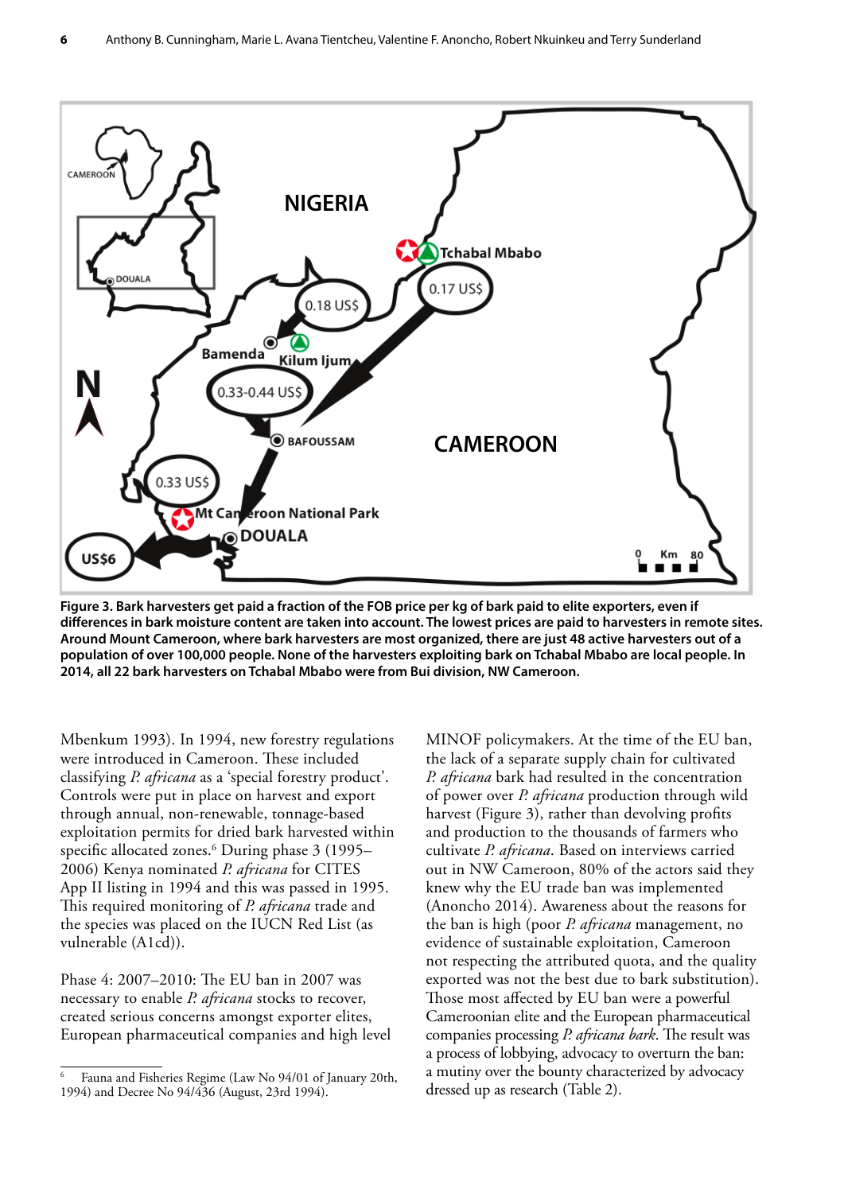**Figure 3. Bark harvesters get paid a fraction of the FOB price per kg of bark paid to elite exporters, even if differences in bark moisture content are taken into account. The lowest prices are paid to harvesters in remote sites. Around Mount Cameroon, where bark harvesters are most organized, there are just 48 active harvesters out of a population of over 100,000 people. None of the harvesters exploiting bark on Tchabal Mbabo are local people. In 2014, all 22 bark harvesters on Tchabal Mbabo were from Bui division, NW Cameroon.**

Mbenkum 1993). In 1994, new forestry regulations were introduced in Cameroon. These included classifying *P. africana* as a 'special forestry product'. Controls were put in place on harvest and export through annual, non-renewable, tonnage-based exploitation permits for dried bark harvested within specific allocated zones.[6] During phase 3 (1995–2006) Kenya nominated *P. africana* for CITES App II listing in 1994 and this was passed in 1995. This required monitoring of *P. africana* trade and the species was placed on the IUCN Red List (as vulnerable (A1cd)).

Phase 4: 2007–2010: The EU ban in 2007 was necessary to enable *P. africana* stocks to recover, created serious concerns amongst exporter elites, European pharmaceutical companies and high level MINOF policymakers. At the time of the EU ban, the lack of a separate supply chain for cultivated *P. africana* bark had resulted in the concentration of power over *P. africana* production through wild harvest (Figure 3), rather than devolving profits and production to the thousands of farmers who cultivate *P. africana*. Based on interviews carried out in NW Cameroon, 80% of the actors said they knew why the EU trade ban was implemented (Anoncho 2014). Awareness about the reasons for the ban is high (poor *P. africana* management, no evidence of sustainable exploitation, Cameroon not respecting the attributed quota, and the quality exported was not the best due to bark substitution). Those most affected by EU ban were a powerful Cameroonian elite and the European pharmaceutical companies processing *P. africana bark*. The result was a process of lobbying, advocacy to overturn the ban: a mutiny over the bounty characterized by advocacy dressed up as research (Table 2).

---

[6] Fauna and Fisheries Regime (Law No 94/01 of January 20th, 1994) and Decree No 94/436 (August, 23rd 1994).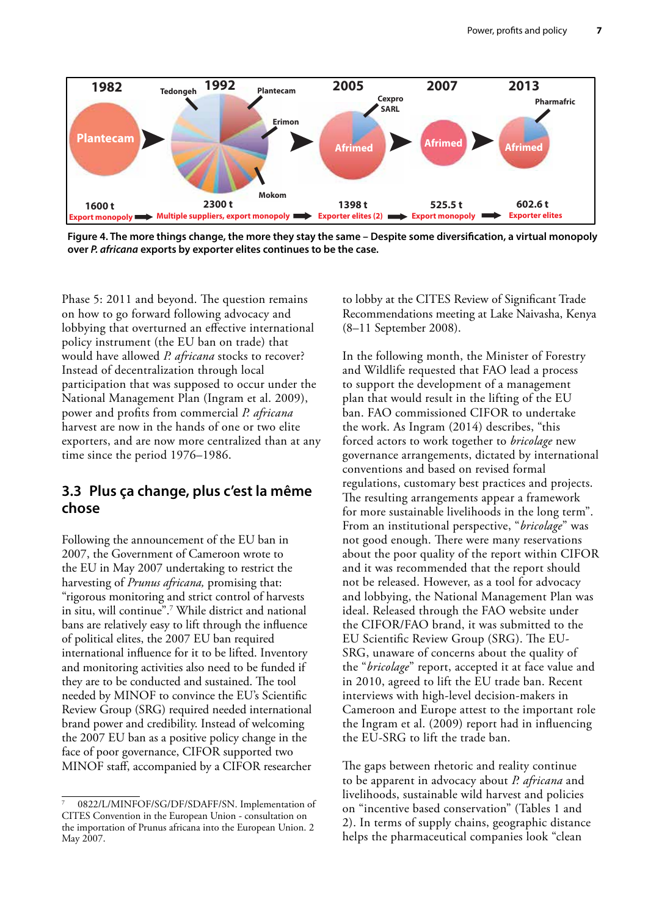1982 | 1992 | 2005 | 2007 | 2013

Plantecam | Tedongeh, Plantecam, Erimon, Mokom | Afrimed, Cexpro SARL | Afrimed | Afrimed, Pharmafric

1600 t | 2300 t | 1398 t | 525.5 t | 602.6 t

Export monopoly ➡ Multiple suppliers, export monopoly ➡ Exporter elites (2) ➡ Export monopoly ➡ Exporter elites

**Figure 4. The more things change, the more they stay the same – Despite some diversification, a virtual monopoly over *P. africana* exports by exporter elites continues to be the case.**

Phase 5: 2011 and beyond. The question remains on how to go forward following advocacy and lobbying that overturned an effective international policy instrument (the EU ban on trade) that would have allowed *P. africana* stocks to recover? Instead of decentralization through local participation that was supposed to occur under the National Management Plan (Ingram et al. 2009), power and profits from commercial *P. africana* harvest are now in the hands of one or two elite exporters, and are now more centralized than at any time since the period 1976–1986.

## 3.3 Plus ça change, plus c'est la même chose

Following the announcement of the EU ban in 2007, the Government of Cameroon wrote to the EU in May 2007 undertaking to restrict the harvesting of *Prunus africana,* promising that: "rigorous monitoring and strict control of harvests in situ, will continue".[7] While district and national bans are relatively easy to lift through the influence of political elites, the 2007 EU ban required international influence for it to be lifted. Inventory and monitoring activities also need to be funded if they are to be conducted and sustained. The tool needed by MINOF to convince the EU's Scientific Review Group (SRG) required needed international brand power and credibility. Instead of welcoming the 2007 EU ban as a positive policy change in the face of poor governance, CIFOR supported two MINOF staff, accompanied by a CIFOR researcher to lobby at the CITES Review of Significant Trade Recommendations meeting at Lake Naivasha, Kenya (8–11 September 2008).

In the following month, the Minister of Forestry and Wildlife requested that FAO lead a process to support the development of a management plan that would result in the lifting of the EU ban. FAO commissioned CIFOR to undertake the work. As Ingram (2014) describes, "this forced actors to work together to *bricolage* new governance arrangements, dictated by international conventions and based on revised formal regulations, customary best practices and projects. The resulting arrangements appear a framework for more sustainable livelihoods in the long term". From an institutional perspective, "*bricolage*" was not good enough. There were many reservations about the poor quality of the report within CIFOR and it was recommended that the report should not be released. However, as a tool for advocacy and lobbying, the National Management Plan was ideal. Released through the FAO website under the CIFOR/FAO brand, it was submitted to the EU Scientific Review Group (SRG). The EU-SRG, unaware of concerns about the quality of the "*bricolage*" report, accepted it at face value and in 2010, agreed to lift the EU trade ban. Recent interviews with high-level decision-makers in Cameroon and Europe attest to the important role the Ingram et al. (2009) report had in influencing the EU-SRG to lift the trade ban.

The gaps between rhetoric and reality continue to be apparent in advocacy about *P. africana* and livelihoods, sustainable wild harvest and policies on "incentive based conservation" (Tables 1 and 2). In terms of supply chains, geographic distance helps the pharmaceutical companies look "clean

[7] 0822/L/MINFOF/SG/DF/SDAFF/SN. Implementation of CITES Convention in the European Union - consultation on the importation of Prunus africana into the European Union. 2 May 2007.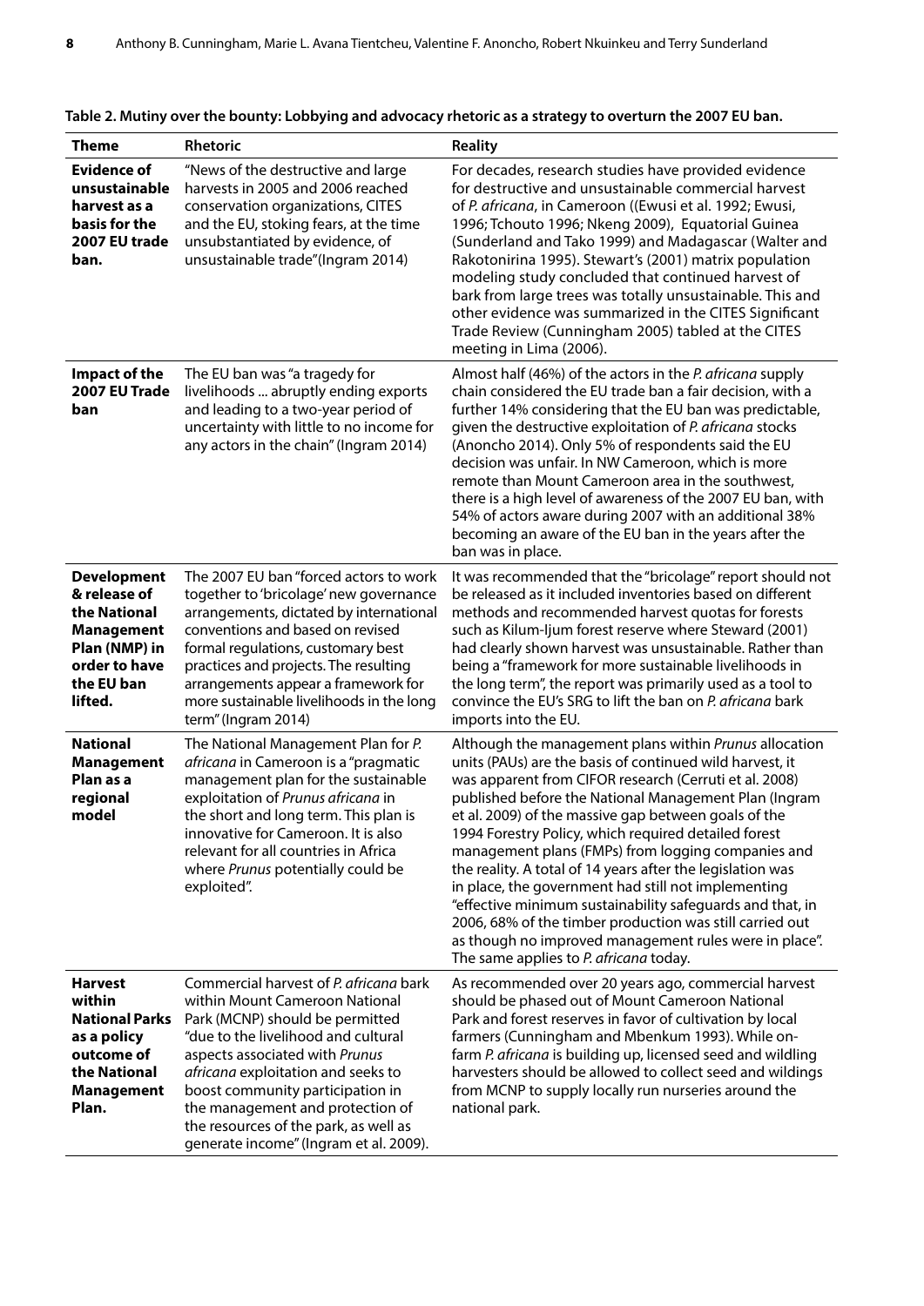**Table 2. Mutiny over the bounty: Lobbying and advocacy rhetoric as a strategy to overturn the 2007 EU ban.**

| Theme | Rhetoric | Reality |
|---|---|---|
| **Evidence of unsustainable harvest as a basis for the 2007 EU trade ban.** | "News of the destructive and large harvests in 2005 and 2006 reached conservation organizations, CITES and the EU, stoking fears, at the time unsubstantiated by evidence, of unsustainable trade"(Ingram 2014) | For decades, research studies have provided evidence for destructive and unsustainable commercial harvest of *P. africana*, in Cameroon ((Ewusi et al. 1992; Ewusi, 1996; Tchouto 1996; Nkeng 2009), Equatorial Guinea (Sunderland and Tako 1999) and Madagascar (Walter and Rakotonirina 1995). Stewart's (2001) matrix population modeling study concluded that continued harvest of bark from large trees was totally unsustainable. This and other evidence was summarized in the CITES Significant Trade Review (Cunningham 2005) tabled at the CITES meeting in Lima (2006). |
| **Impact of the 2007 EU Trade ban** | The EU ban was "a tragedy for livelihoods ... abruptly ending exports and leading to a two-year period of uncertainty with little to no income for any actors in the chain" (Ingram 2014) | Almost half (46%) of the actors in the *P. africana* supply chain considered the EU trade ban a fair decision, with a further 14% considering that the EU ban was predictable, given the destructive exploitation of *P. africana* stocks (Anoncho 2014). Only 5% of respondents said the EU decision was unfair. In NW Cameroon, which is more remote than Mount Cameroon area in the southwest, there is a high level of awareness of the 2007 EU ban, with 54% of actors aware during 2007 with an additional 38% becoming an aware of the EU ban in the years after the ban was in place. |
| **Development & release of the National Management Plan (NMP) in order to have the EU ban lifted.** | The 2007 EU ban "forced actors to work together to 'bricolage' new governance arrangements, dictated by international conventions and based on revised formal regulations, customary best practices and projects. The resulting arrangements appear a framework for more sustainable livelihoods in the long term" (Ingram 2014) | It was recommended that the "bricolage" report should not be released as it included inventories based on different methods and recommended harvest quotas for forests such as Kilum-Ijum forest reserve where Steward (2001) had clearly shown harvest was unsustainable. Rather than being a "framework for more sustainable livelihoods in the long term", the report was primarily used as a tool to convince the EU's SRG to lift the ban on *P. africana* bark imports into the EU. |
| **National Management Plan as a regional model** | The National Management Plan for *P. africana* in Cameroon is a "pragmatic management plan for the sustainable exploitation of *Prunus africana* in the short and long term. This plan is innovative for Cameroon. It is also relevant for all countries in Africa where *Prunus* potentially could be exploited". | Although the management plans within *Prunus* allocation units (PAUs) are the basis of continued wild harvest, it was apparent from CIFOR research (Cerruti et al. 2008) published before the National Management Plan (Ingram et al. 2009) of the massive gap between goals of the 1994 Forestry Policy, which required detailed forest management plans (FMPs) from logging companies and the reality. A total of 14 years after the legislation was in place, the government had still not implementing "effective minimum sustainability safeguards and that, in 2006, 68% of the timber production was still carried out as though no improved management rules were in place". The same applies to *P. africana* today. |
| **Harvest within National Parks as a policy outcome of the National Management Plan.** | Commercial harvest of *P. africana* bark within Mount Cameroon National Park (MCNP) should be permitted "due to the livelihood and cultural aspects associated with *Prunus africana* exploitation and seeks to boost community participation in the management and protection of the resources of the park, as well as generate income" (Ingram et al. 2009). | As recommended over 20 years ago, commercial harvest should be phased out of Mount Cameroon National Park and forest reserves in favor of cultivation by local farmers (Cunningham and Mbenkum 1993). While on-farm *P. africana* is building up, licensed seed and wildling harvesters should be allowed to collect seed and wildings from MCNP to supply locally run nurseries around the national park. |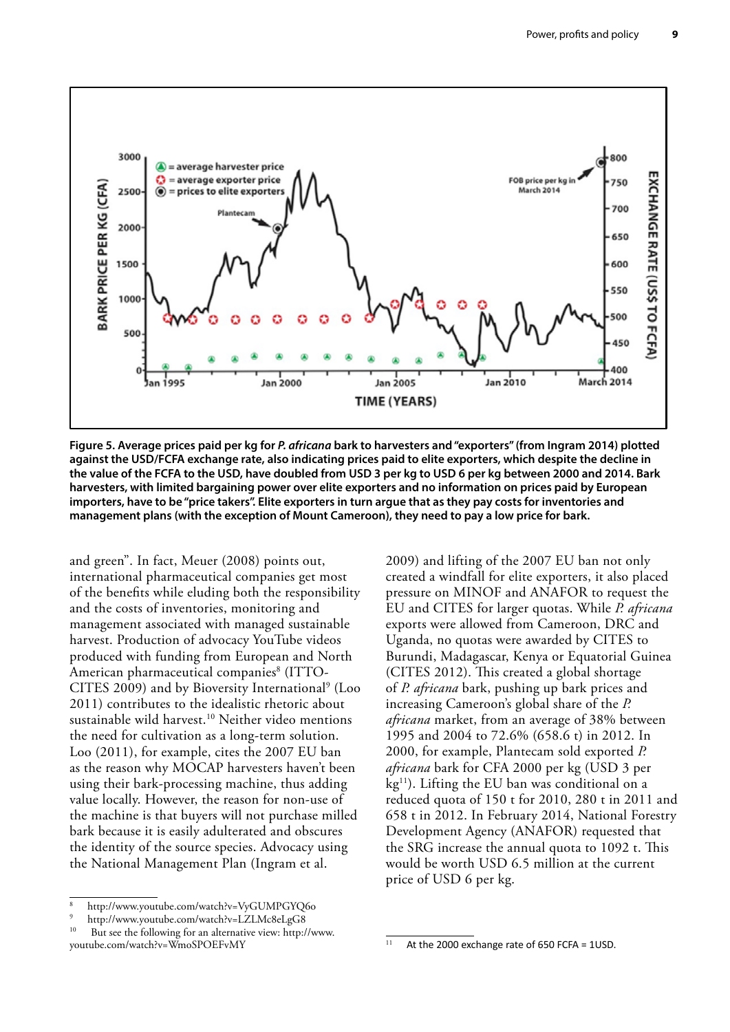**Figure 5. Average prices paid per kg for *P. africana* bark to harvesters and "exporters" (from Ingram 2014) plotted against the USD/FCFA exchange rate, also indicating prices paid to elite exporters, which despite the decline in the value of the FCFA to the USD, have doubled from USD 3 per kg to USD 6 per kg between 2000 and 2014. Bark harvesters, with limited bargaining power over elite exporters and no information on prices paid by European importers, have to be "price takers". Elite exporters in turn argue that as they pay costs for inventories and management plans (with the exception of Mount Cameroon), they need to pay a low price for bark.**

and green". In fact, Meuer (2008) points out, international pharmaceutical companies get most of the benefits while eluding both the responsibility and the costs of inventories, monitoring and management associated with managed sustainable harvest. Production of advocacy YouTube videos produced with funding from European and North American pharmaceutical companies[8] (ITTO-CITES 2009) and by Bioversity International[9] (Loo 2011) contributes to the idealistic rhetoric about sustainable wild harvest.[10] Neither video mentions the need for cultivation as a long-term solution. Loo (2011), for example, cites the 2007 EU ban as the reason why MOCAP harvesters haven't been using their bark-processing machine, thus adding value locally. However, the reason for non-use of the machine is that buyers will not purchase milled bark because it is easily adulterated and obscures the identity of the source species. Advocacy using the National Management Plan (Ingram et al. 2009) and lifting of the 2007 EU ban not only created a windfall for elite exporters, it also placed pressure on MINOF and ANAFOR to request the EU and CITES for larger quotas. While *P. africana* exports were allowed from Cameroon, DRC and Uganda, no quotas were awarded by CITES to Burundi, Madagascar, Kenya or Equatorial Guinea (CITES 2012). This created a global shortage of *P. africana* bark, pushing up bark prices and increasing Cameroon's global share of the *P. africana* market, from an average of 38% between 1995 and 2004 to 72.6% (658.6 t) in 2012. In 2000, for example, Plantecam sold exported *P. africana* bark for CFA 2000 per kg (USD 3 per kg[11]). Lifting the EU ban was conditional on a reduced quota of 150 t for 2010, 280 t in 2011 and 658 t in 2012. In February 2014, National Forestry Development Agency (ANAFOR) requested that the SRG increase the annual quota to 1092 t. This would be worth USD 6.5 million at the current price of USD 6 per kg.

---

[8] http://www.youtube.com/watch?v=VyGUMPGYQ6o

[9] http://www.youtube.com/watch?v=LZLMc8eLgG8

[10] But see the following for an alternative view: http://www.youtube.com/watch?v=WmoSPOEFvMY

[11] At the 2000 exchange rate of 650 FCFA = 1USD.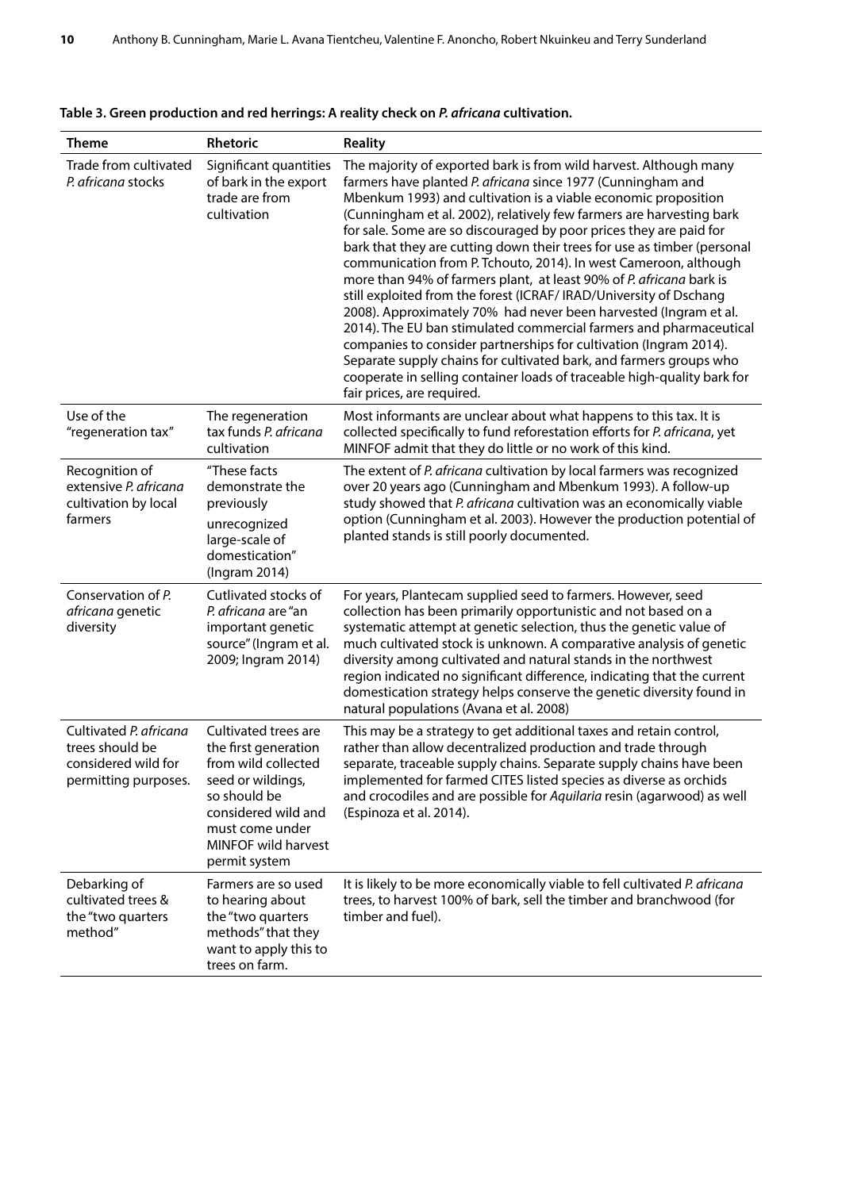**Table 3. Green production and red herrings: A reality check on *P. africana* cultivation.**

| Theme | Rhetoric | Reality |
|---|---|---|
| Trade from cultivated *P. africana* stocks | Significant quantities of bark in the export trade are from cultivation | The majority of exported bark is from wild harvest. Although many farmers have planted *P. africana* since 1977 (Cunningham and Mbenkum 1993) and cultivation is a viable economic proposition (Cunningham et al. 2002), relatively few farmers are harvesting bark for sale. Some are so discouraged by poor prices they are paid for bark that they are cutting down their trees for use as timber (personal communication from P. Tchouto, 2014). In west Cameroon, although more than 94% of farmers plant, at least 90% of *P. africana* bark is still exploited from the forest (ICRAF/ IRAD/University of Dschang 2008). Approximately 70% had never been harvested (Ingram et al. 2014). The EU ban stimulated commercial farmers and pharmaceutical companies to consider partnerships for cultivation (Ingram 2014). Separate supply chains for cultivated bark, and farmers groups who cooperate in selling container loads of traceable high-quality bark for fair prices, are required. |
| Use of the "regeneration tax" | The regeneration tax funds *P. africana* cultivation | Most informants are unclear about what happens to this tax. It is collected specifically to fund reforestation efforts for *P. africana*, yet MINFOF admit that they do little or no work of this kind. |
| Recognition of extensive *P. africana* cultivation by local farmers | "These facts demonstrate the previously unrecognized large-scale of domestication" (Ingram 2014) | The extent of *P. africana* cultivation by local farmers was recognized over 20 years ago (Cunningham and Mbenkum 1993). A follow-up study showed that *P. africana* cultivation was an economically viable option (Cunningham et al. 2003). However the production potential of planted stands is still poorly documented. |
| Conservation of *P. africana* genetic diversity | Cutlivated stocks of *P. africana* are "an important genetic source" (Ingram et al. 2009; Ingram 2014) | For years, Plantecam supplied seed to farmers. However, seed collection has been primarily opportunistic and not based on a systematic attempt at genetic selection, thus the genetic value of much cultivated stock is unknown. A comparative analysis of genetic diversity among cultivated and natural stands in the northwest region indicated no significant difference, indicating that the current domestication strategy helps conserve the genetic diversity found in natural populations (Avana et al. 2008) |
| Cultivated *P. africana* trees should be considered wild for permitting purposes. | Cultivated trees are the first generation from wild collected seed or wildings, so should be considered wild and must come under MINFOF wild harvest permit system | This may be a strategy to get additional taxes and retain control, rather than allow decentralized production and trade through separate, traceable supply chains. Separate supply chains have been implemented for farmed CITES listed species as diverse as orchids and crocodiles and are possible for *Aquilaria* resin (agarwood) as well (Espinoza et al. 2014). |
| Debarking of cultivated trees & the "two quarters method" | Farmers are so used to hearing about the "two quarters methods" that they want to apply this to trees on farm. | It is likely to be more economically viable to fell cultivated *P. africana* trees, to harvest 100% of bark, sell the timber and branchwood (for timber and fuel). |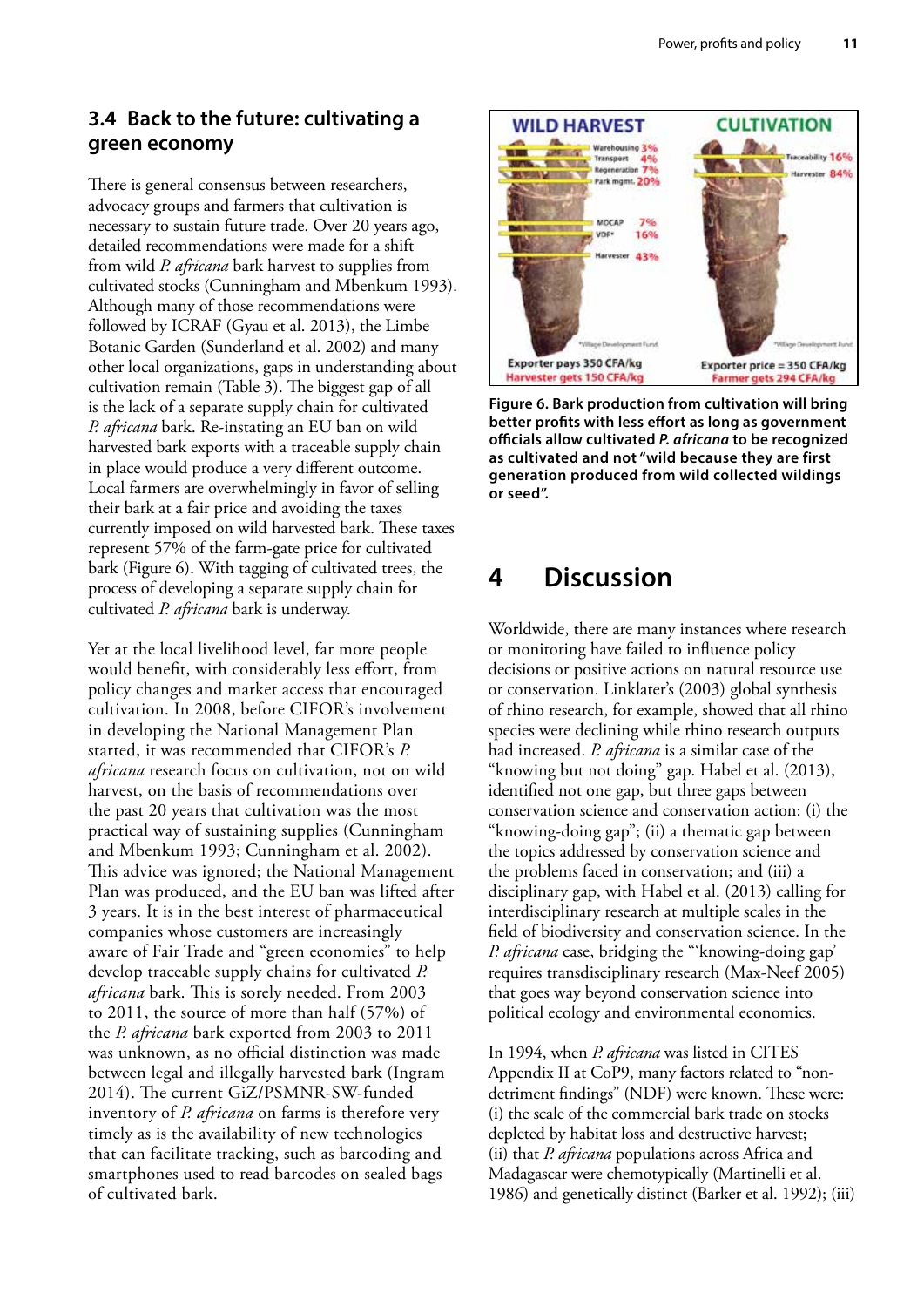### 3.4 Back to the future: cultivating a green economy

There is general consensus between researchers, advocacy groups and farmers that cultivation is necessary to sustain future trade. Over 20 years ago, detailed recommendations were made for a shift from wild *P. africana* bark harvest to supplies from cultivated stocks (Cunningham and Mbenkum 1993). Although many of those recommendations were followed by ICRAF (Gyau et al. 2013), the Limbe Botanic Garden (Sunderland et al. 2002) and many other local organizations, gaps in understanding about cultivation remain (Table 3). The biggest gap of all is the lack of a separate supply chain for cultivated *P. africana* bark. Re-instating an EU ban on wild harvested bark exports with a traceable supply chain in place would produce a very different outcome. Local farmers are overwhelmingly in favor of selling their bark at a fair price and avoiding the taxes currently imposed on wild harvested bark. These taxes represent 57% of the farm-gate price for cultivated bark (Figure 6). With tagging of cultivated trees, the process of developing a separate supply chain for cultivated *P. africana* bark is underway.

Yet at the local livelihood level, far more people would benefit, with considerably less effort, from policy changes and market access that encouraged cultivation. In 2008, before CIFOR's involvement in developing the National Management Plan started, it was recommended that CIFOR's *P. africana* research focus on cultivation, not on wild harvest, on the basis of recommendations over the past 20 years that cultivation was the most practical way of sustaining supplies (Cunningham and Mbenkum 1993; Cunningham et al. 2002). This advice was ignored; the National Management Plan was produced, and the EU ban was lifted after 3 years. It is in the best interest of pharmaceutical companies whose customers are increasingly aware of Fair Trade and "green economies" to help develop traceable supply chains for cultivated *P. africana* bark. This is sorely needed. From 2003 to 2011, the source of more than half (57%) of the *P. africana* bark exported from 2003 to 2011 was unknown, as no official distinction was made between legal and illegally harvested bark (Ingram 2014). The current GiZ/PSMNR-SW-funded inventory of *P. africana* on farms is therefore very timely as is the availability of new technologies that can facilitate tracking, such as barcoding and smartphones used to read barcodes on sealed bags of cultivated bark.

**Figure 6. Bark production from cultivation will bring better profits with less effort as long as government officials allow cultivated *P. africana* to be recognized as cultivated and not "wild because they are first generation produced from wild collected wildings or seed".**

# 4 Discussion

Worldwide, there are many instances where research or monitoring have failed to influence policy decisions or positive actions on natural resource use or conservation. Linklater's (2003) global synthesis of rhino research, for example, showed that all rhino species were declining while rhino research outputs had increased. *P. africana* is a similar case of the "knowing but not doing" gap. Habel et al. (2013), identified not one gap, but three gaps between conservation science and conservation action: (i) the "knowing-doing gap"; (ii) a thematic gap between the topics addressed by conservation science and the problems faced in conservation; and (iii) a disciplinary gap, with Habel et al. (2013) calling for interdisciplinary research at multiple scales in the field of biodiversity and conservation science. In the *P. africana* case, bridging the "'knowing-doing gap' requires transdisciplinary research (Max-Neef 2005) that goes way beyond conservation science into political ecology and environmental economics.

In 1994, when *P. africana* was listed in CITES Appendix II at CoP9, many factors related to "non-detriment findings" (NDF) were known. These were: (i) the scale of the commercial bark trade on stocks depleted by habitat loss and destructive harvest; (ii) that *P. africana* populations across Africa and Madagascar were chemotypically (Martinelli et al. 1986) and genetically distinct (Barker et al. 1992); (iii)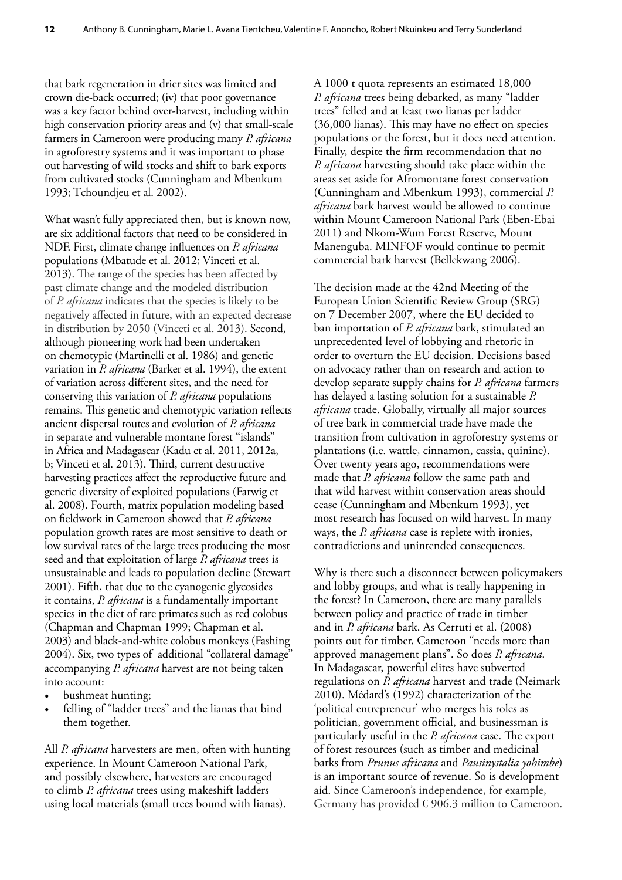that bark regeneration in drier sites was limited and crown die-back occurred; (iv) that poor governance was a key factor behind over-harvest, including within high conservation priority areas and (v) that small-scale farmers in Cameroon were producing many *P. africana* in agroforestry systems and it was important to phase out harvesting of wild stocks and shift to bark exports from cultivated stocks (Cunningham and Mbenkum 1993; Tchoundjeu et al. 2002).

What wasn't fully appreciated then, but is known now, are six additional factors that need to be considered in NDF. First, climate change influences on *P. africana* populations (Mbatude et al. 2012; Vinceti et al. 2013). The range of the species has been affected by past climate change and the modeled distribution of *P. africana* indicates that the species is likely to be negatively affected in future, with an expected decrease in distribution by 2050 (Vinceti et al. 2013). Second, although pioneering work had been undertaken on chemotypic (Martinelli et al. 1986) and genetic variation in *P. africana* (Barker et al. 1994), the extent of variation across different sites, and the need for conserving this variation of *P. africana* populations remains. This genetic and chemotypic variation reflects ancient dispersal routes and evolution of *P. africana* in separate and vulnerable montane forest "islands" in Africa and Madagascar (Kadu et al. 2011, 2012a, b; Vinceti et al. 2013). Third, current destructive harvesting practices affect the reproductive future and genetic diversity of exploited populations (Farwig et al. 2008). Fourth, matrix population modeling based on fieldwork in Cameroon showed that *P. africana* population growth rates are most sensitive to death or low survival rates of the large trees producing the most seed and that exploitation of large *P. africana* trees is unsustainable and leads to population decline (Stewart 2001). Fifth, that due to the cyanogenic glycosides it contains, *P. africana* is a fundamentally important species in the diet of rare primates such as red colobus (Chapman and Chapman 1999; Chapman et al. 2003) and black-and-white colobus monkeys (Fashing 2004). Six, two types of additional "collateral damage" accompanying *P. africana* harvest are not being taken into account:

- bushmeat hunting;
- felling of "ladder trees" and the lianas that bind them together.

All *P. africana* harvesters are men, often with hunting experience. In Mount Cameroon National Park, and possibly elsewhere, harvesters are encouraged to climb *P. africana* trees using makeshift ladders using local materials (small trees bound with lianas).

A 1000 t quota represents an estimated 18,000 *P. africana* trees being debarked, as many "ladder trees" felled and at least two lianas per ladder (36,000 lianas). This may have no effect on species populations or the forest, but it does need attention. Finally, despite the firm recommendation that no *P. africana* harvesting should take place within the areas set aside for Afromontane forest conservation (Cunningham and Mbenkum 1993), commercial *P. africana* bark harvest would be allowed to continue within Mount Cameroon National Park (Eben-Ebai 2011) and Nkom-Wum Forest Reserve, Mount Manenguba. MINFOF would continue to permit commercial bark harvest (Bellekwang 2006).

The decision made at the 42nd Meeting of the European Union Scientific Review Group (SRG) on 7 December 2007, where the EU decided to ban importation of *P. africana* bark, stimulated an unprecedented level of lobbying and rhetoric in order to overturn the EU decision. Decisions based on advocacy rather than on research and action to develop separate supply chains for *P. africana* farmers has delayed a lasting solution for a sustainable *P. africana* trade. Globally, virtually all major sources of tree bark in commercial trade have made the transition from cultivation in agroforestry systems or plantations (i.e. wattle, cinnamon, cassia, quinine). Over twenty years ago, recommendations were made that *P. africana* follow the same path and that wild harvest within conservation areas should cease (Cunningham and Mbenkum 1993), yet most research has focused on wild harvest. In many ways, the *P. africana* case is replete with ironies, contradictions and unintended consequences.

Why is there such a disconnect between policymakers and lobby groups, and what is really happening in the forest? In Cameroon, there are many parallels between policy and practice of trade in timber and in *P. africana* bark. As Cerruti et al. (2008) points out for timber, Cameroon "needs more than approved management plans". So does *P. africana*. In Madagascar, powerful elites have subverted regulations on *P. africana* harvest and trade (Neimark 2010). Médard's (1992) characterization of the 'political entrepreneur' who merges his roles as politician, government official, and businessman is particularly useful in the *P. africana* case. The export of forest resources (such as timber and medicinal barks from *Prunus africana* and *Pausinystalia yohimbe*) is an important source of revenue. So is development aid. Since Cameroon's independence, for example, Germany has provided € 906.3 million to Cameroon.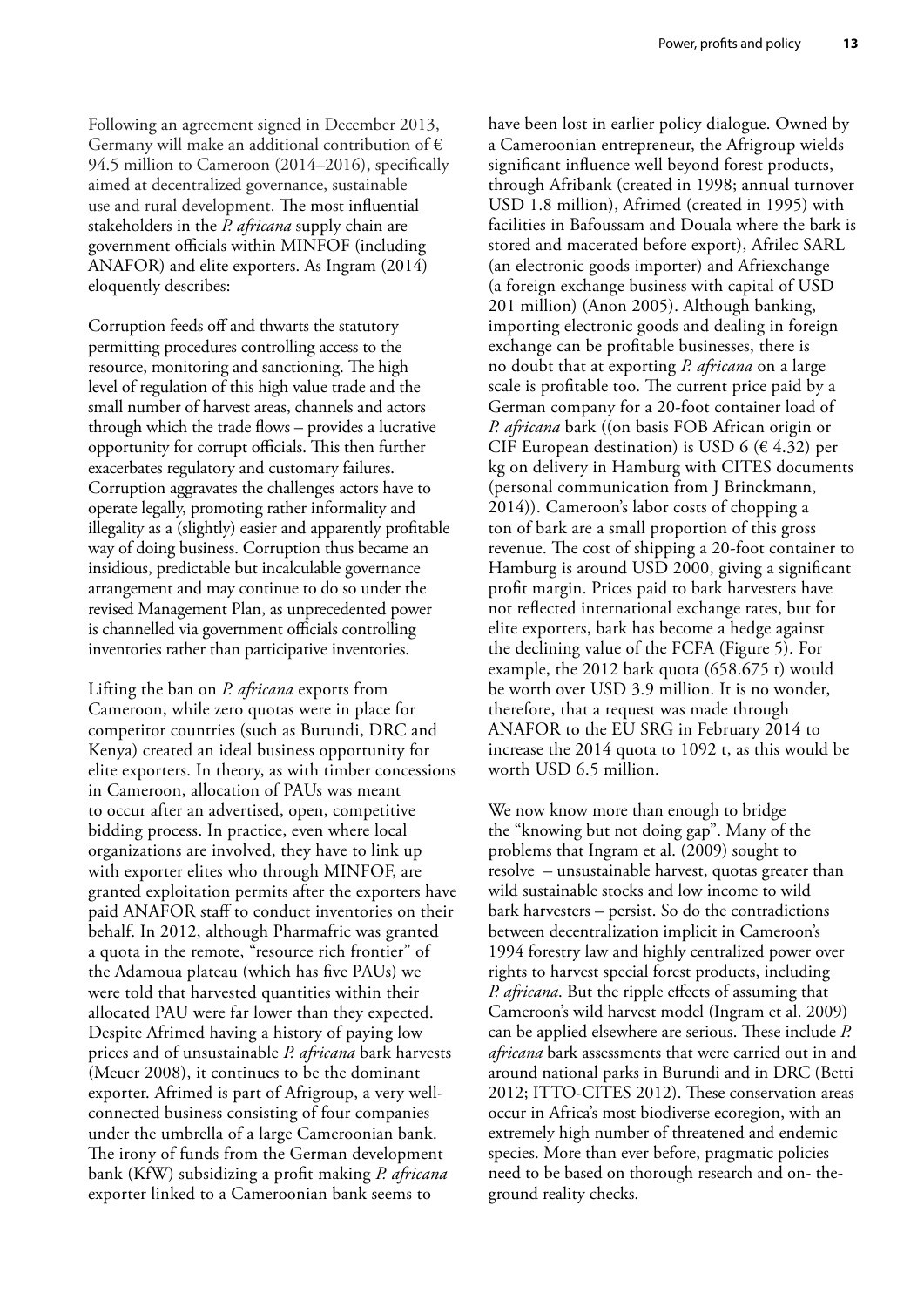Following an agreement signed in December 2013, Germany will make an additional contribution of € 94.5 million to Cameroon (2014–2016), specifically aimed at decentralized governance, sustainable use and rural development. The most influential stakeholders in the *P. africana* supply chain are government officials within MINFOF (including ANAFOR) and elite exporters. As Ingram (2014) eloquently describes:

Corruption feeds off and thwarts the statutory permitting procedures controlling access to the resource, monitoring and sanctioning. The high level of regulation of this high value trade and the small number of harvest areas, channels and actors through which the trade flows – provides a lucrative opportunity for corrupt officials. This then further exacerbates regulatory and customary failures. Corruption aggravates the challenges actors have to operate legally, promoting rather informality and illegality as a (slightly) easier and apparently profitable way of doing business. Corruption thus became an insidious, predictable but incalculable governance arrangement and may continue to do so under the revised Management Plan, as unprecedented power is channelled via government officials controlling inventories rather than participative inventories.

Lifting the ban on *P. africana* exports from Cameroon, while zero quotas were in place for competitor countries (such as Burundi, DRC and Kenya) created an ideal business opportunity for elite exporters. In theory, as with timber concessions in Cameroon, allocation of PAUs was meant to occur after an advertised, open, competitive bidding process. In practice, even where local organizations are involved, they have to link up with exporter elites who through MINFOF, are granted exploitation permits after the exporters have paid ANAFOR staff to conduct inventories on their behalf. In 2012, although Pharmafric was granted a quota in the remote, "resource rich frontier" of the Adamoua plateau (which has five PAUs) we were told that harvested quantities within their allocated PAU were far lower than they expected. Despite Afrimed having a history of paying low prices and of unsustainable *P. africana* bark harvests (Meuer 2008), it continues to be the dominant exporter. Afrimed is part of Afrigroup, a very well-connected business consisting of four companies under the umbrella of a large Cameroonian bank. The irony of funds from the German development bank (KfW) subsidizing a profit making *P. africana* exporter linked to a Cameroonian bank seems to have been lost in earlier policy dialogue. Owned by a Cameroonian entrepreneur, the Afrigroup wields significant influence well beyond forest products, through Afribank (created in 1998; annual turnover USD 1.8 million), Afrimed (created in 1995) with facilities in Bafoussam and Douala where the bark is stored and macerated before export), Afrilec SARL (an electronic goods importer) and Afriexchange (a foreign exchange business with capital of USD 201 million) (Anon 2005). Although banking, importing electronic goods and dealing in foreign exchange can be profitable businesses, there is no doubt that at exporting *P. africana* on a large scale is profitable too. The current price paid by a German company for a 20-foot container load of *P. africana* bark ((on basis FOB African origin or CIF European destination) is USD 6 (€ 4.32) per kg on delivery in Hamburg with CITES documents (personal communication from J Brinckmann, 2014)). Cameroon's labor costs of chopping a ton of bark are a small proportion of this gross revenue. The cost of shipping a 20-foot container to Hamburg is around USD 2000, giving a significant profit margin. Prices paid to bark harvesters have not reflected international exchange rates, but for elite exporters, bark has become a hedge against the declining value of the FCFA (Figure 5). For example, the 2012 bark quota (658.675 t) would be worth over USD 3.9 million. It is no wonder, therefore, that a request was made through ANAFOR to the EU SRG in February 2014 to increase the 2014 quota to 1092 t, as this would be worth USD 6.5 million.

We now know more than enough to bridge the "knowing but not doing gap". Many of the problems that Ingram et al. (2009) sought to resolve – unsustainable harvest, quotas greater than wild sustainable stocks and low income to wild bark harvesters – persist. So do the contradictions between decentralization implicit in Cameroon's 1994 forestry law and highly centralized power over rights to harvest special forest products, including *P. africana*. But the ripple effects of assuming that Cameroon's wild harvest model (Ingram et al. 2009) can be applied elsewhere are serious. These include *P. africana* bark assessments that were carried out in and around national parks in Burundi and in DRC (Betti 2012; ITTO-CITES 2012). These conservation areas occur in Africa's most biodiverse ecoregion, with an extremely high number of threatened and endemic species. More than ever before, pragmatic policies need to be based on thorough research and on- the-ground reality checks.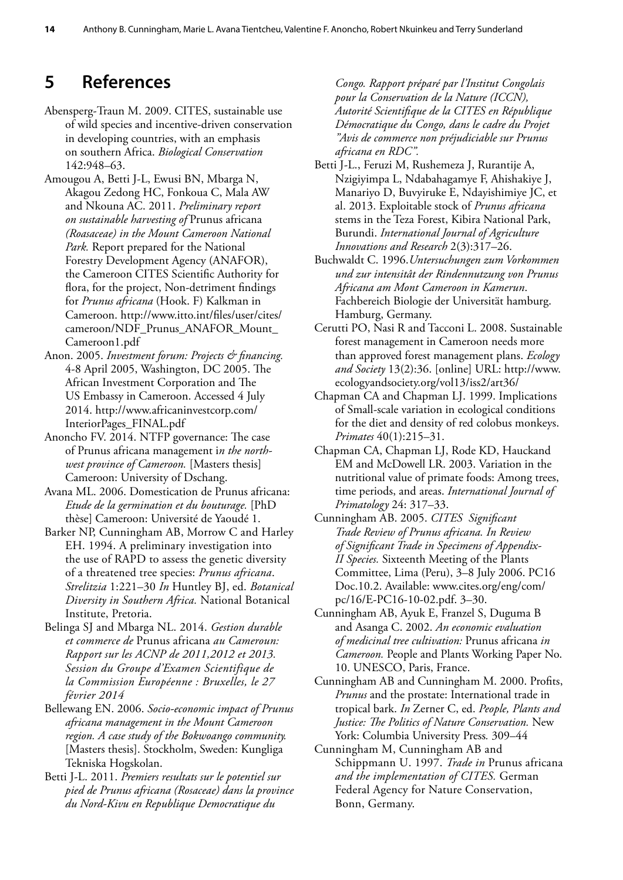## 5 References

Abensperg-Traun M. 2009. CITES, sustainable use of wild species and incentive-driven conservation in developing countries, with an emphasis on southern Africa. *Biological Conservation* 142:948–63.

Amougou A, Betti J-L, Ewusi BN, Mbarga N, Akagou Zedong HC, Fonkoua C, Mala AW and Nkouna AC. 2011. *Preliminary report on sustainable harvesting of* Prunus africana *(Roasaceae) in the Mount Cameroon National Park.* Report prepared for the National Forestry Development Agency (ANAFOR), the Cameroon CITES Scientific Authority for flora, for the project, Non-detriment findings for *Prunus africana* (Hook. F) Kalkman in Cameroon. http://www.itto.int/files/user/cites/cameroon/NDF_Prunus_ANAFOR_Mount_Cameroon1.pdf

Anon. 2005. *Investment forum: Projects & financing.* 4-8 April 2005, Washington, DC 2005. The African Investment Corporation and The US Embassy in Cameroon. Accessed 4 July 2014. http://www.africaninvestcorp.com/InteriorPages_FINAL.pdf

Anoncho FV. 2014. NTFP governance: The case of Prunus africana management i*n the north-west province of Cameroon.* [Masters thesis] Cameroon: University of Dschang.

Avana ML. 2006. Domestication de Prunus africana: *Etude de la germination et du bouturage.* [PhD thèse] Cameroon: Université de Yaoudé 1.

Barker NP, Cunningham AB, Morrow C and Harley EH. 1994. A preliminary investigation into the use of RAPD to assess the genetic diversity of a threatened tree species: *Prunus africana*. *Strelitzia* 1:221–30 *In* Huntley BJ, ed. *Botanical Diversity in Southern Africa.* National Botanical Institute, Pretoria.

Belinga SJ and Mbarga NL. 2014. *Gestion durable et commerce de* Prunus africana *au Cameroun: Rapport sur les ACNP de 2011,2012 et 2013. Session du Groupe d'Examen Scientifique de la Commission Européenne : Bruxelles, le 27 février 2014*

Bellewang EN. 2006. *Socio-economic impact of Prunus africana management in the Mount Cameroon region. A case study of the Bokwoango community.* [Masters thesis]. Stockholm, Sweden: Kungliga Tekniska Hogskolan.

Betti J-L. 2011. *Premiers resultats sur le potentiel sur pied de Prunus africana (Rosaceae) dans la province du Nord-Kivu en Republique Democratique du Congo. Rapport préparé par l'Institut Congolais pour la Conservation de la Nature (ICCN), Autorité Scientifique de la CITES en République Démocratique du Congo, dans le cadre du Projet "Avis de commerce non préjudiciable sur Prunus africana en RDC".*

Betti J-L., Feruzi M, Rushemeza J, Rurantije A, Nzigiyimpa L, Ndabahagamye F, Ahishakiye J, Manariyo D, Buvyiruke E, Ndayishimiye JC, et al. 2013. Exploitable stock of *Prunus africana* stems in the Teza Forest, Kibira National Park, Burundi. *International Journal of Agriculture Innovations and Research* 2(3):317–26.

Buchwaldt C. 1996.*Untersuchungen zum Vorkommen und zur intensitât der Rindennutzung von Prunus Africana am Mont Cameroon in Kamerun*. Fachbereich Biologie der Universität hamburg. Hamburg, Germany.

Cerutti PO, Nasi R and Tacconi L. 2008. Sustainable forest management in Cameroon needs more than approved forest management plans. *Ecology and Society* 13(2):36. [online] URL: http://www.ecologyandsociety.org/vol13/iss2/art36/

Chapman CA and Chapman LJ. 1999. Implications of Small-scale variation in ecological conditions for the diet and density of red colobus monkeys. *Primates* 40(1):215–31.

Chapman CA, Chapman LJ, Rode KD, Hauckand EM and McDowell LR. 2003. Variation in the nutritional value of primate foods: Among trees, time periods, and areas. *International Journal of Primatology* 24: 317–33.

Cunningham AB. 2005. *CITES Significant Trade Review of Prunus africana. In Review of Significant Trade in Specimens of Appendix-II Species.* Sixteenth Meeting of the Plants Committee, Lima (Peru), 3–8 July 2006. PC16 Doc.10.2. Available: www.cites.org/eng/com/pc/16/E-PC16-10-02.pdf. 3–30.

Cunningham AB, Ayuk E, Franzel S, Duguma B and Asanga C. 2002. *An economic evaluation of medicinal tree cultivation:* Prunus africana *in Cameroon.* People and Plants Working Paper No. 10. UNESCO, Paris, France.

Cunningham AB and Cunningham M. 2000. Profits, *Prunus* and the prostate: International trade in tropical bark. *In* Zerner C, ed. *People, Plants and Justice: The Politics of Nature Conservation.* New York: Columbia University Press. 309–44

Cunningham M, Cunningham AB and Schippmann U. 1997. *Trade in* Prunus africana *and the implementation of CITES.* German Federal Agency for Nature Conservation, Bonn, Germany.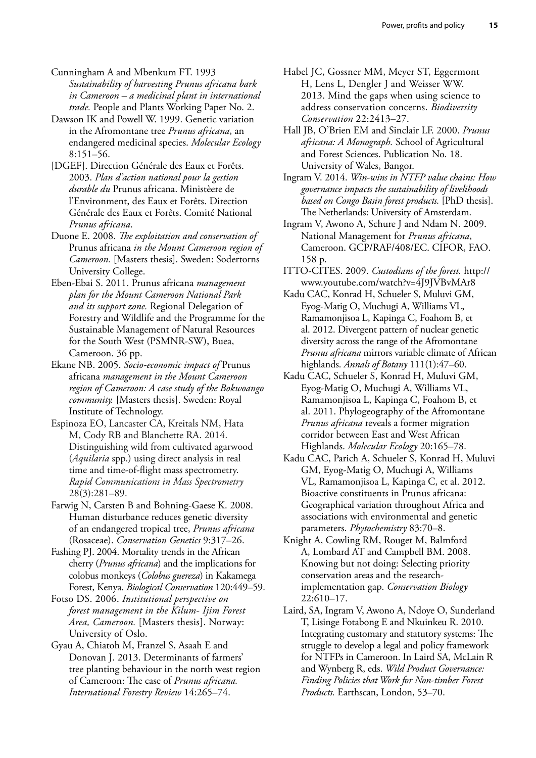Cunningham A and Mbenkum FT. 1993 *Sustainability of harvesting Prunus africana bark in Cameroon – a medicinal plant in international trade.* People and Plants Working Paper No. 2.

Dawson IK and Powell W. 1999. Genetic variation in the Afromontane tree *Prunus africana*, an endangered medicinal species. *Molecular Ecology* 8:151–56.

[DGEF]. Direction Générale des Eaux et Forêts. 2003. *Plan d'action national pour la gestion durable du* Prunus africana. Ministèere de l'Environment, des Eaux et Forêts. Direction Générale des Eaux et Forêts. Comité National *Prunus africana*.

Duone E. 2008. *The exploitation and conservation of* Prunus africana *in the Mount Cameroon region of Cameroon.* [Masters thesis]. Sweden: Sodertorns University College.

Eben-Ebai S. 2011. Prunus africana *management plan for the Mount Cameroon National Park and its support zone.* Regional Delegation of Forestry and Wildlife and the Programme for the Sustainable Management of Natural Resources for the South West (PSMNR-SW), Buea, Cameroon. 36 pp.

Ekane NB. 2005. *Socio-economic impact of* Prunus africana *management in the Mount Cameroon region of Cameroon: A case study of the Bokwoango community.* [Masters thesis]. Sweden: Royal Institute of Technology.

Espinoza EO, Lancaster CA, Kreitals NM, Hata M, Cody RB and Blanchette RA. 2014. Distinguishing wild from cultivated agarwood (*Aquilaria* spp.) using direct analysis in real time and time-of-flight mass spectrometry. *Rapid Communications in Mass Spectrometry* 28(3):281–89.

Farwig N, Carsten B and Bohning-Gaese K. 2008. Human disturbance reduces genetic diversity of an endangered tropical tree, *Prunus africana* (Rosaceae). *Conservation Genetics* 9:317–26.

Fashing PJ. 2004. Mortality trends in the African cherry (*Prunus africana*) and the implications for colobus monkeys (*Colobus guereza*) in Kakamega Forest, Kenya. *Biological Conservation* 120:449–59.

Fotso DS. 2006. *Institutional perspective on forest management in the Kilum- Ijim Forest Area, Cameroon.* [Masters thesis]. Norway: University of Oslo.

Gyau A, Chiatoh M, Franzel S, Asaah E and Donovan J. 2013. Determinants of farmers' tree planting behaviour in the north west region of Cameroon: The case of *Prunus africana. International Forestry Review* 14:265–74.

Habel JC, Gossner MM, Meyer ST, Eggermont H, Lens L, Dengler J and Weisser WW. 2013. Mind the gaps when using science to address conservation concerns. *Biodiversity Conservation* 22:2413–27.

Hall JB, O'Brien EM and Sinclair LF. 2000. *Prunus africana: A Monograph.* School of Agricultural and Forest Sciences. Publication No. 18. University of Wales, Bangor.

Ingram V. 2014. *Win-wins in NTFP value chains: How governance impacts the sustainability of livelihoods based on Congo Basin forest products.* [PhD thesis]. The Netherlands: University of Amsterdam.

Ingram V, Awono A, Schure J and Ndam N. 2009. National Management for *Prunus africana*, Cameroon. GCP/RAF/408/EC. CIFOR, FAO. 158 p.

ITTO-CITES. 2009. *Custodians of the forest.* http://www.youtube.com/watch?v=4J9JVBvMAr8

Kadu CAC, Konrad H, Schueler S, Muluvi GM, Eyog-Matig O, Muchugi A, Williams VL, Ramamonjisoa L, Kapinga C, Foahom B, et al. 2012. Divergent pattern of nuclear genetic diversity across the range of the Afromontane *Prunus africana* mirrors variable climate of African highlands. *Annals of Botany* 111(1):47–60.

Kadu CAC, Schueler S, Konrad H, Muluvi GM, Eyog-Matig O, Muchugi A, Williams VL, Ramamonjisoa L, Kapinga C, Foahom B, et al. 2011. Phylogeography of the Afromontane *Prunus africana* reveals a former migration corridor between East and West African Highlands. *Molecular Ecology* 20:165–78.

Kadu CAC, Parich A, Schueler S, Konrad H, Muluvi GM, Eyog-Matig O, Muchugi A, Williams VL, Ramamonjisoa L, Kapinga C, et al. 2012. Bioactive constituents in Prunus africana: Geographical variation throughout Africa and associations with environmental and genetic parameters. *Phytochemistry* 83:70–8.

Knight A, Cowling RM, Rouget M, Balmford A, Lombard AT and Campbell BM. 2008. Knowing but not doing: Selecting priority conservation areas and the research-implementation gap. *Conservation Biology* 22:610–17.

Laird, SA, Ingram V, Awono A, Ndoye O, Sunderland T, Lisinge Fotabong E and Nkuinkeu R. 2010. Integrating customary and statutory systems: The struggle to develop a legal and policy framework for NTFPs in Cameroon. In Laird SA, McLain R and Wynberg R, eds. *Wild Product Governance: Finding Policies that Work for Non-timber Forest Products.* Earthscan, London, 53–70.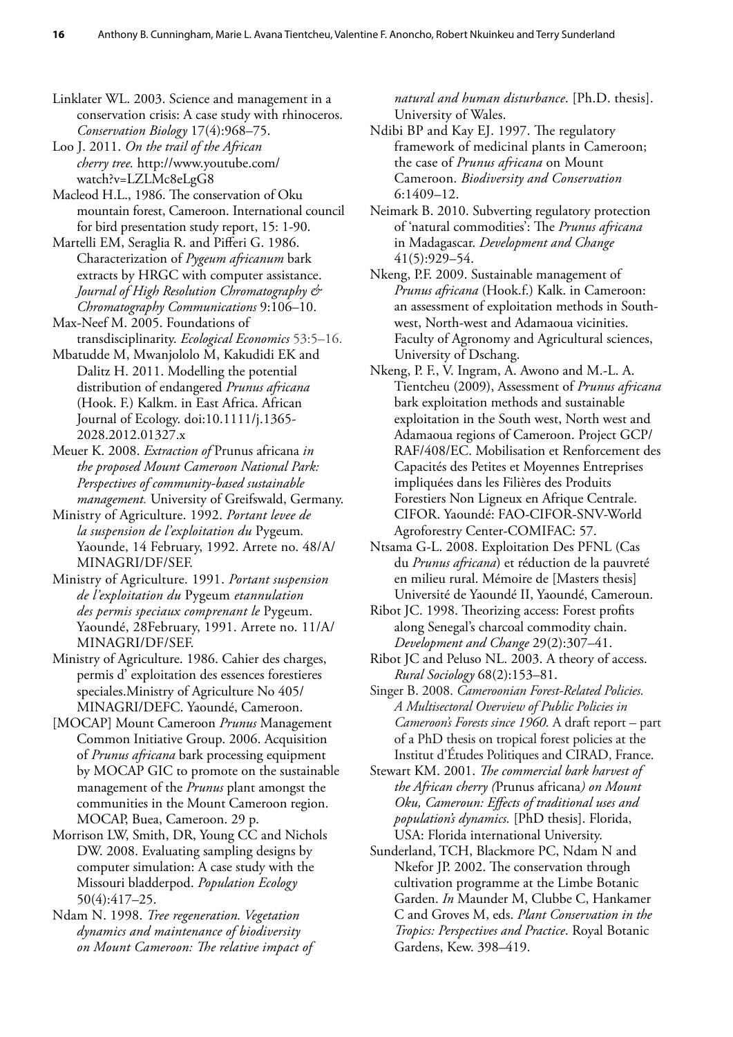Linklater WL. 2003. Science and management in a conservation crisis: A case study with rhinoceros. *Conservation Biology* 17(4):968–75.

Loo J. 2011. *On the trail of the African cherry tree.* http://www.youtube.com/watch?v=LZLMc8eLgG8

Macleod H.L., 1986. The conservation of Oku mountain forest, Cameroon. International council for bird presentation study report, 15: 1-90.

Martelli EM, Seraglia R. and Pifferi G. 1986. Characterization of *Pygeum africanum* bark extracts by HRGC with computer assistance. *Journal of High Resolution Chromatography & Chromatography Communications* 9:106–10.

Max-Neef M. 2005. Foundations of transdisciplinarity. *Ecological Economics* 53:5–16.

Mbatudde M, Mwanjololo M, Kakudidi EK and Dalitz H. 2011. Modelling the potential distribution of endangered *Prunus africana* (Hook. F.) Kalkm. in East Africa. African Journal of Ecology. doi:10.1111/j.1365-2028.2012.01327.x

Meuer K. 2008. *Extraction of* Prunus africana *in the proposed Mount Cameroon National Park: Perspectives of community-based sustainable management.* University of Greifswald, Germany.

Ministry of Agriculture. 1992. *Portant levee de la suspension de l'exploitation du* Pygeum*.* Yaounde, 14 February, 1992. Arrete no. 48/A/MINAGRI/DF/SEF.

Ministry of Agriculture. 1991. *Portant suspension de l'exploitation du* Pygeum *etannulation des permis speciaux comprenant le* Pygeum. Yaoundé, 28February, 1991. Arrete no. 11/A/MINAGRI/DF/SEF.

Ministry of Agriculture. 1986. Cahier des charges, permis d' exploitation des essences forestieres speciales.Ministry of Agriculture No 405/MINAGRI/DEFC. Yaoundé, Cameroon.

[MOCAP] Mount Cameroon *Prunus* Management Common Initiative Group. 2006. Acquisition of *Prunus africana* bark processing equipment by MOCAP GIC to promote on the sustainable management of the *Prunus* plant amongst the communities in the Mount Cameroon region. MOCAP, Buea, Cameroon. 29 p.

Morrison LW, Smith, DR, Young CC and Nichols DW. 2008. Evaluating sampling designs by computer simulation: A case study with the Missouri bladderpod. *Population Ecology* 50(4):417–25.

Ndam N. 1998. *Tree regeneration. Vegetation dynamics and maintenance of biodiversity on Mount Cameroon: The relative impact of natural and human disturbance*. [Ph.D. thesis]. University of Wales.

Ndibi BP and Kay EJ. 1997. The regulatory framework of medicinal plants in Cameroon; the case of *Prunus africana* on Mount Cameroon. *Biodiversity and Conservation* 6:1409–12.

Neimark B. 2010. Subverting regulatory protection of 'natural commodities': The *Prunus africana* in Madagascar. *Development and Change* 41(5):929–54.

Nkeng, P.F. 2009. Sustainable management of *Prunus africana* (Hook.f.) Kalk. in Cameroon: an assessment of exploitation methods in South-west, North-west and Adamaoua vicinities. Faculty of Agronomy and Agricultural sciences, University of Dschang.

Nkeng, P. F., V. Ingram, A. Awono and M.-L. A. Tientcheu (2009), Assessment of *Prunus africana* bark exploitation methods and sustainable exploitation in the South west, North west and Adamaoua regions of Cameroon. Project GCP/RAF/408/EC. Mobilisation et Renforcement des Capacités des Petites et Moyennes Entreprises impliquées dans les Filières des Produits Forestiers Non Ligneux en Afrique Centrale. CIFOR. Yaoundé: FAO-CIFOR-SNV-World Agroforestry Center-COMIFAC: 57.

Ntsama G-L. 2008. Exploitation Des PFNL (Cas du *Prunus africana*) et réduction de la pauvreté en milieu rural. Mémoire de [Masters thesis] Université de Yaoundé II, Yaoundé, Cameroun.

Ribot JC. 1998. Theorizing access: Forest profits along Senegal's charcoal commodity chain. *Development and Change* 29(2):307–41.

Ribot JC and Peluso NL. 2003. A theory of access. *Rural Sociology* 68(2):153–81.

Singer B. 2008. *Cameroonian Forest-Related Policies. A Multisectoral Overview of Public Policies in Cameroon's Forests since 1960.* A draft report – part of a PhD thesis on tropical forest policies at the Institut d'Études Politiques and CIRAD, France.

Stewart KM. 2001. *The commercial bark harvest of the African cherry (*Prunus africana*) on Mount Oku, Cameroun: Effects of traditional uses and population's dynamics.* [PhD thesis]. Florida, USA: Florida international University.

Sunderland, TCH, Blackmore PC, Ndam N and Nkefor JP. 2002. The conservation through cultivation programme at the Limbe Botanic Garden. *In* Maunder M, Clubbe C, Hankamer C and Groves M, eds. *Plant Conservation in the Tropics: Perspectives and Practice*. Royal Botanic Gardens, Kew. 398–419.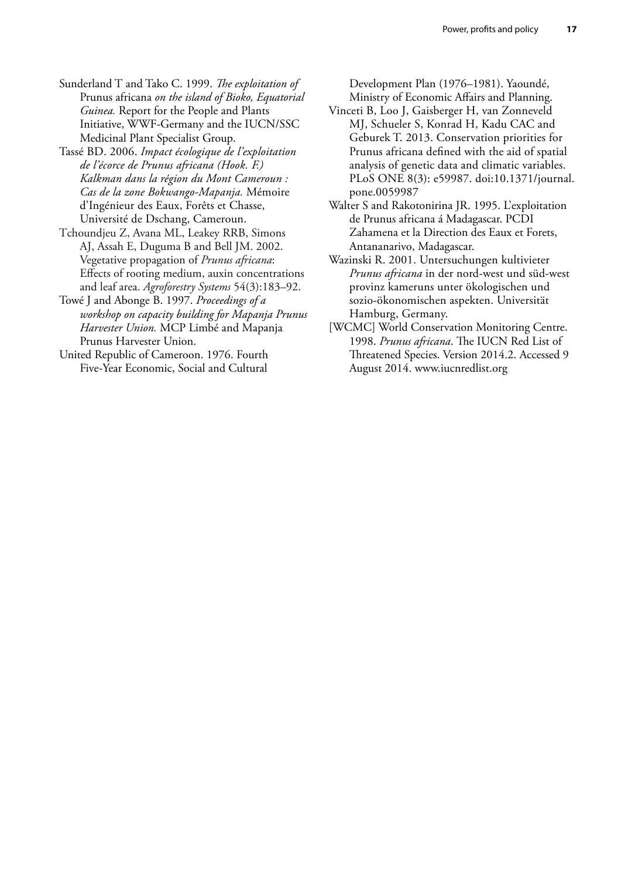Sunderland T and Tako C. 1999. *The exploitation of* Prunus africana *on the island of Bioko, Equatorial Guinea.* Report for the People and Plants Initiative, WWF-Germany and the IUCN/SSC Medicinal Plant Specialist Group.

Tassé BD. 2006. *Impact écologique de l'exploitation de l'écorce de Prunus africana (Hook. F.) Kalkman dans la région du Mont Cameroun : Cas de la zone Bokwango-Mapanja.* Mémoire d'Ingénieur des Eaux, Forêts et Chasse, Université de Dschang, Cameroun.

Tchoundjeu Z, Avana ML, Leakey RRB, Simons AJ, Assah E, Duguma B and Bell JM. 2002. Vegetative propagation of *Prunus africana*: Effects of rooting medium, auxin concentrations and leaf area. *Agroforestry Systems* 54(3):183–92.

Towé J and Abonge B. 1997. *Proceedings of a workshop on capacity building for Mapanja Prunus Harvester Union.* MCP Limbé and Mapanja Prunus Harvester Union.

United Republic of Cameroon. 1976. Fourth Five-Year Economic, Social and Cultural Development Plan (1976–1981). Yaoundé, Ministry of Economic Affairs and Planning.

Vinceti B, Loo J, Gaisberger H, van Zonneveld MJ, Schueler S, Konrad H, Kadu CAC and Geburek T. 2013. Conservation priorities for Prunus africana defined with the aid of spatial analysis of genetic data and climatic variables. PLoS ONE 8(3): e59987. doi:10.1371/journal.pone.0059987

Walter S and Rakotonirina JR. 1995. L'exploitation de Prunus africana á Madagascar. PCDI Zahamena et la Direction des Eaux et Forets, Antananarivo, Madagascar.

Wazinski R. 2001. Untersuchungen kultivieter *Prunus africana* in der nord-west und süd-west provinz kameruns unter ökologischen und sozio-ökonomischen aspekten. Universität Hamburg, Germany.

[WCMC] World Conservation Monitoring Centre. 1998. *Prunus africana*. The IUCN Red List of Threatened Species. Version 2014.2. Accessed 9 August 2014. www.iucnredlist.org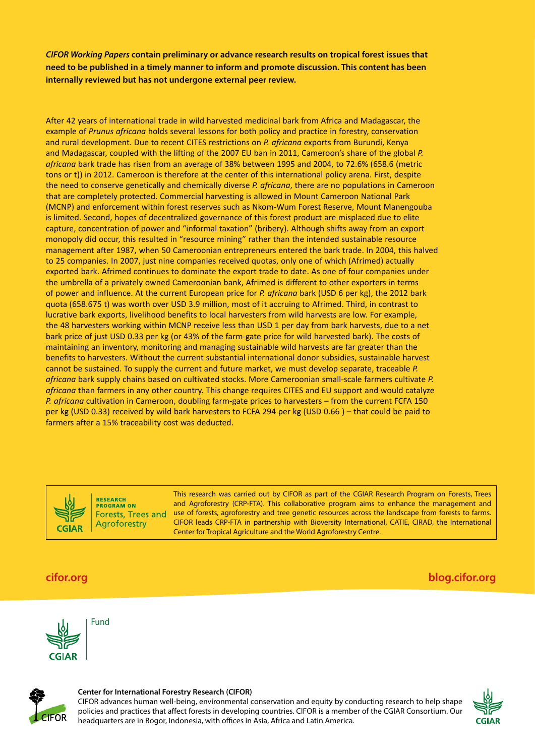***CIFOR Working Papers* contain preliminary or advance research results on tropical forest issues that need to be published in a timely manner to inform and promote discussion. This content has been internally reviewed but has not undergone external peer review.**

After 42 years of international trade in wild harvested medicinal bark from Africa and Madagascar, the example of *Prunus africana* holds several lessons for both policy and practice in forestry, conservation and rural development. Due to recent CITES restrictions on *P. africana* exports from Burundi, Kenya and Madagascar, coupled with the lifting of the 2007 EU ban in 2011, Cameroon's share of the global *P. africana* bark trade has risen from an average of 38% between 1995 and 2004, to 72.6% (658.6 (metric tons or t)) in 2012. Cameroon is therefore at the center of this international policy arena. First, despite the need to conserve genetically and chemically diverse *P. africana*, there are no populations in Cameroon that are completely protected. Commercial harvesting is allowed in Mount Cameroon National Park (MCNP) and enforcement within forest reserves such as Nkom-Wum Forest Reserve, Mount Manengouba is limited. Second, hopes of decentralized governance of this forest product are misplaced due to elite capture, concentration of power and "informal taxation" (bribery). Although shifts away from an export monopoly did occur, this resulted in "resource mining" rather than the intended sustainable resource management after 1987, when 50 Cameroonian entrepreneurs entered the bark trade. In 2004, this halved to 25 companies. In 2007, just nine companies received quotas, only one of which (Afrimed) actually exported bark. Afrimed continues to dominate the export trade to date. As one of four companies under the umbrella of a privately owned Cameroonian bank, Afrimed is different to other exporters in terms of power and influence. At the current European price for *P. africana* bark (USD 6 per kg), the 2012 bark quota (658.675 t) was worth over USD 3.9 million, most of it accruing to Afrimed. Third, in contrast to lucrative bark exports, livelihood benefits to local harvesters from wild harvests are low. For example, the 48 harvesters working within MCNP receive less than USD 1 per day from bark harvests, due to a net bark price of just USD 0.33 per kg (or 43% of the farm-gate price for wild harvested bark). The costs of maintaining an inventory, monitoring and managing sustainable wild harvests are far greater than the benefits to harvesters. Without the current substantial international donor subsidies, sustainable harvest cannot be sustained. To supply the current and future market, we must develop separate, traceable *P. africana* bark supply chains based on cultivated stocks. More Cameroonian small-scale farmers cultivate *P. africana* than farmers in any other country. This change requires CITES and EU support and would catalyze *P. africana* cultivation in Cameroon, doubling farm-gate prices to harvesters – from the current FCFA 150 per kg (USD 0.33) received by wild bark harvesters to FCFA 294 per kg (USD 0.66 ) – that could be paid to farmers after a 15% traceability cost was deducted.

RESEARCH PROGRAM ON Forests, Trees and Agroforestry

This research was carried out by CIFOR as part of the CGIAR Research Program on Forests, Trees and Agroforestry (CRP-FTA). This collaborative program aims to enhance the management and use of forests, agroforestry and tree genetic resources across the landscape from forests to farms. CIFOR leads CRP-FTA in partnership with Bioversity International, CATIE, CIRAD, the International Center for Tropical Agriculture and the World Agroforestry Centre.

**cifor.org**

**blog.cifor.org**

CGIAR Fund

**Center for International Forestry Research (CIFOR)**

CIFOR advances human well-being, environmental conservation and equity by conducting research to help shape policies and practices that affect forests in developing countries. CIFOR is a member of the CGIAR Consortium. Our headquarters are in Bogor, Indonesia, with offices in Asia, Africa and Latin America.